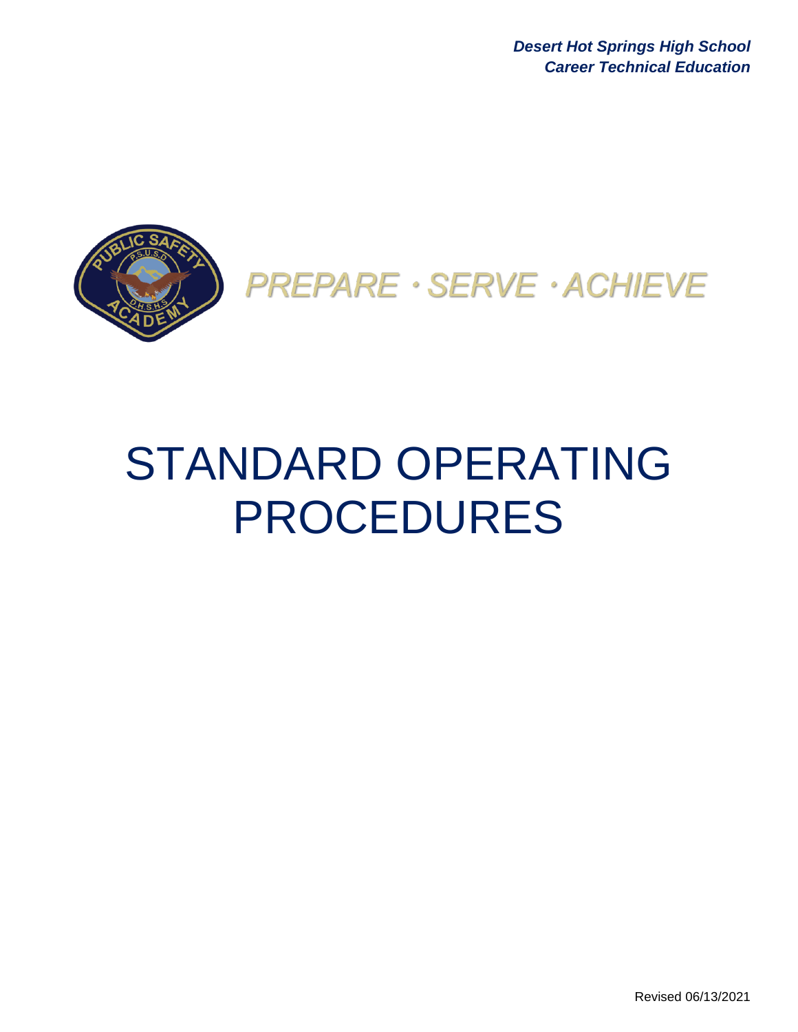***Desert Hot Springs High School***
***Career Technical Education***

*PREPARE · SERVE · ACHIEVE*

# STANDARD OPERATING PROCEDURES

Revised 06/13/2021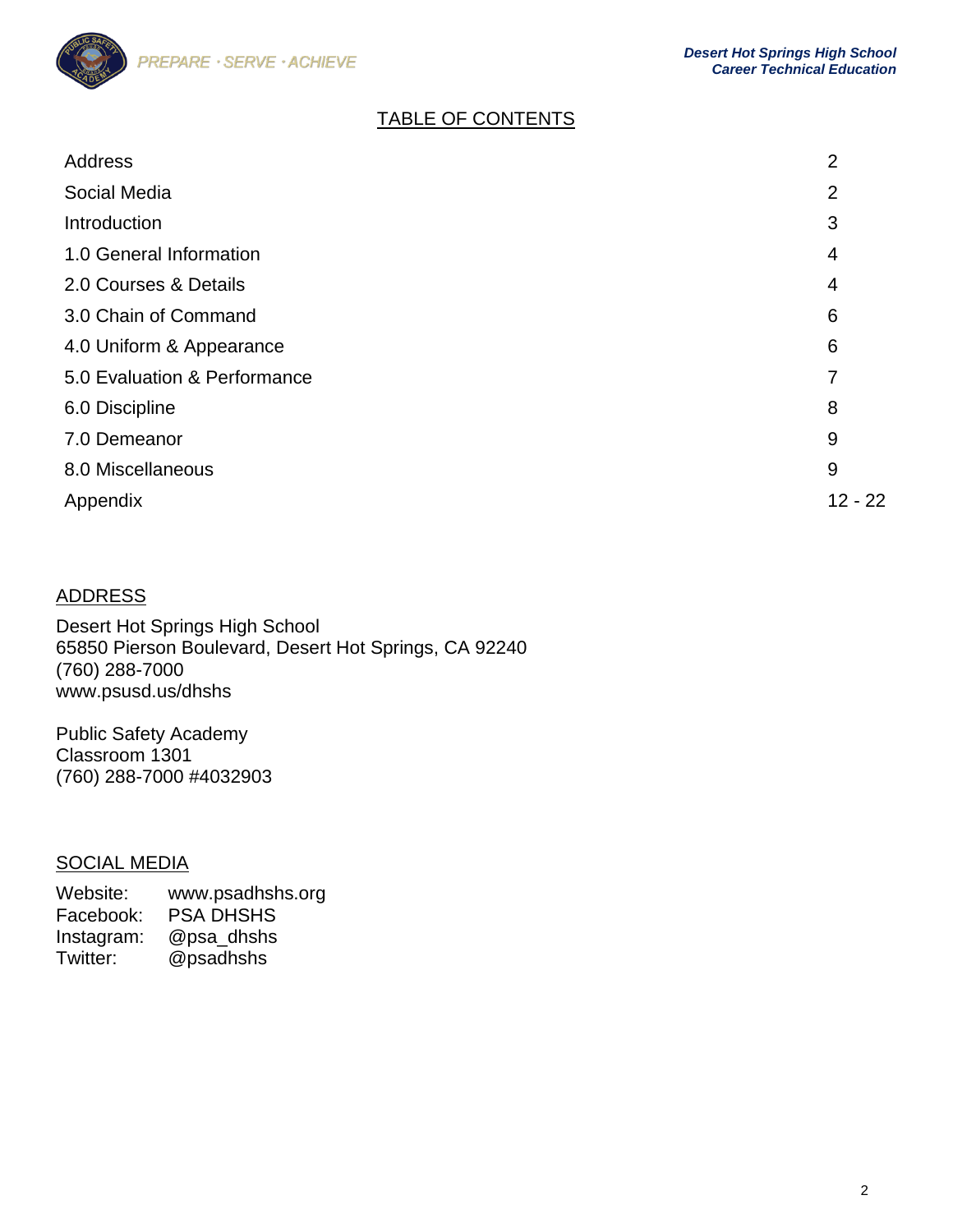## TABLE OF CONTENTS

| | |
|---|---|
| Address | 2 |
| Social Media | 2 |
| Introduction | 3 |
| 1.0 General Information | 4 |
| 2.0 Courses & Details | 4 |
| 3.0 Chain of Command | 6 |
| 4.0 Uniform & Appearance | 6 |
| 5.0 Evaluation & Performance | 7 |
| 6.0 Discipline | 8 |
| 7.0 Demeanor | 9 |
| 8.0 Miscellaneous | 9 |
| Appendix | 12 - 22 |

## ADDRESS

Desert Hot Springs High School
65850 Pierson Boulevard, Desert Hot Springs, CA 92240
(760) 288-7000
www.psusd.us/dhshs

Public Safety Academy
Classroom 1301
(760) 288-7000 #4032903

## SOCIAL MEDIA

| | |
|---|---|
| Website: | www.psadhshs.org |
| Facebook: | PSA DHSHS |
| Instagram: | @psa_dhshs |
| Twitter: | @psadhshs |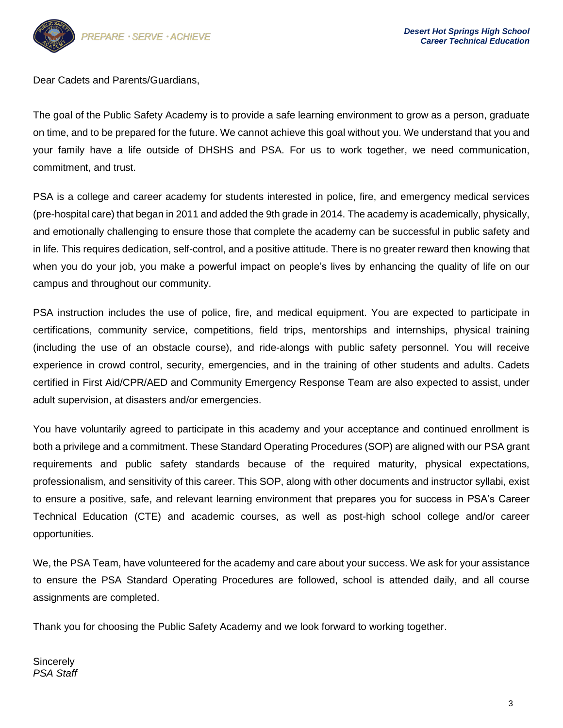Dear Cadets and Parents/Guardians,

The goal of the Public Safety Academy is to provide a safe learning environment to grow as a person, graduate on time, and to be prepared for the future. We cannot achieve this goal without you. We understand that you and your family have a life outside of DHSHS and PSA. For us to work together, we need communication, commitment, and trust.

PSA is a college and career academy for students interested in police, fire, and emergency medical services (pre-hospital care) that began in 2011 and added the 9th grade in 2014. The academy is academically, physically, and emotionally challenging to ensure those that complete the academy can be successful in public safety and in life. This requires dedication, self-control, and a positive attitude. There is no greater reward then knowing that when you do your job, you make a powerful impact on people's lives by enhancing the quality of life on our campus and throughout our community.

PSA instruction includes the use of police, fire, and medical equipment. You are expected to participate in certifications, community service, competitions, field trips, mentorships and internships, physical training (including the use of an obstacle course), and ride-alongs with public safety personnel. You will receive experience in crowd control, security, emergencies, and in the training of other students and adults. Cadets certified in First Aid/CPR/AED and Community Emergency Response Team are also expected to assist, under adult supervision, at disasters and/or emergencies.

You have voluntarily agreed to participate in this academy and your acceptance and continued enrollment is both a privilege and a commitment. These Standard Operating Procedures (SOP) are aligned with our PSA grant requirements and public safety standards because of the required maturity, physical expectations, professionalism, and sensitivity of this career. This SOP, along with other documents and instructor syllabi, exist to ensure a positive, safe, and relevant learning environment that prepares you for success in PSA's Career Technical Education (CTE) and academic courses, as well as post-high school college and/or career opportunities.

We, the PSA Team, have volunteered for the academy and care about your success. We ask for your assistance to ensure the PSA Standard Operating Procedures are followed, school is attended daily, and all course assignments are completed.

Thank you for choosing the Public Safety Academy and we look forward to working together.

Sincerely
*PSA Staff*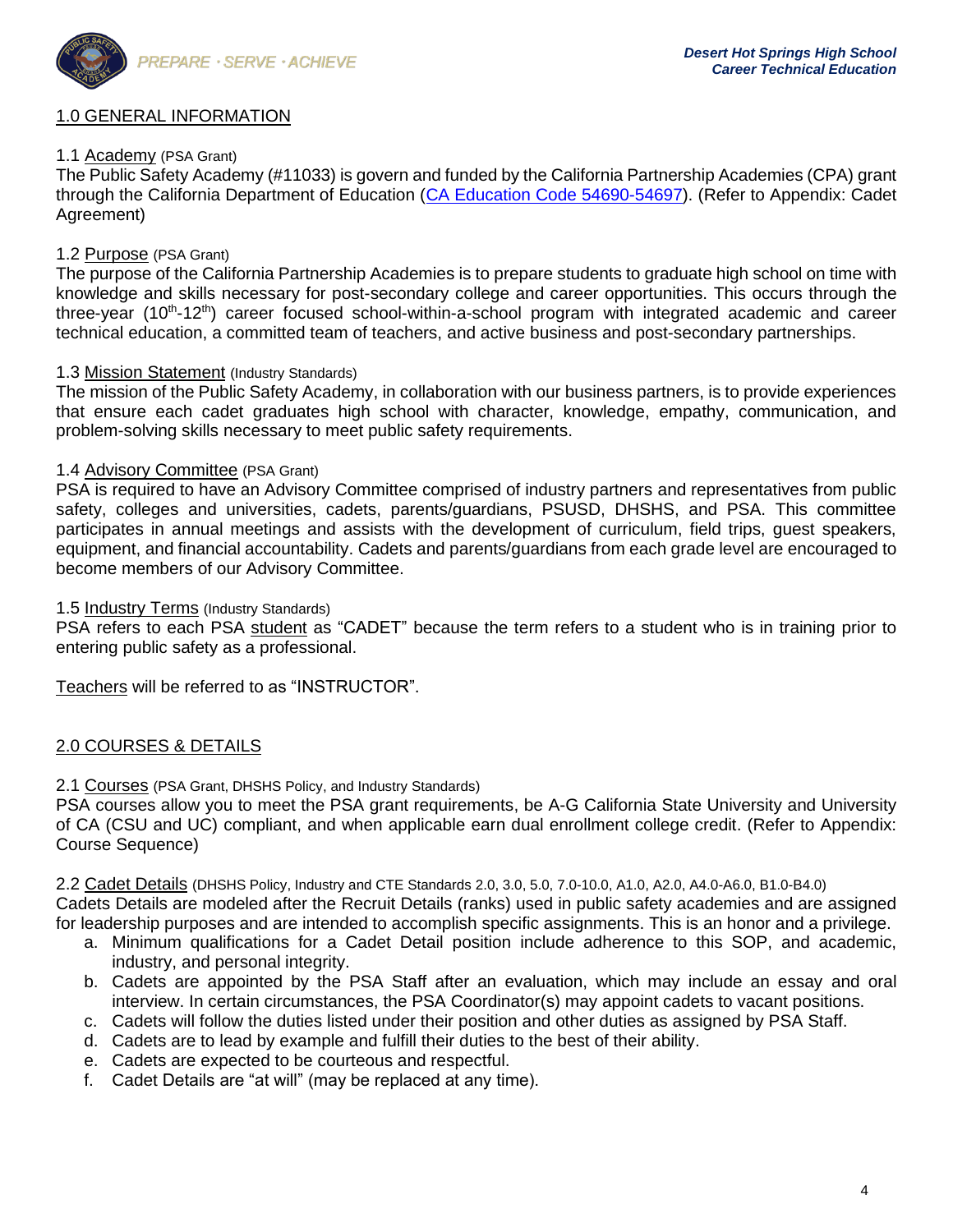## 1.0 GENERAL INFORMATION

1.1 Academy (PSA Grant)
The Public Safety Academy (#11033) is govern and funded by the California Partnership Academies (CPA) grant through the California Department of Education (CA Education Code 54690-54697). (Refer to Appendix: Cadet Agreement)

1.2 Purpose (PSA Grant)
The purpose of the California Partnership Academies is to prepare students to graduate high school on time with knowledge and skills necessary for post-secondary college and career opportunities. This occurs through the three-year (10th-12th) career focused school-within-a-school program with integrated academic and career technical education, a committed team of teachers, and active business and post-secondary partnerships.

1.3 Mission Statement (Industry Standards)
The mission of the Public Safety Academy, in collaboration with our business partners, is to provide experiences that ensure each cadet graduates high school with character, knowledge, empathy, communication, and problem-solving skills necessary to meet public safety requirements.

1.4 Advisory Committee (PSA Grant)
PSA is required to have an Advisory Committee comprised of industry partners and representatives from public safety, colleges and universities, cadets, parents/guardians, PSUSD, DHSHS, and PSA. This committee participates in annual meetings and assists with the development of curriculum, field trips, guest speakers, equipment, and financial accountability. Cadets and parents/guardians from each grade level are encouraged to become members of our Advisory Committee.

1.5 Industry Terms (Industry Standards)
PSA refers to each PSA student as "CADET" because the term refers to a student who is in training prior to entering public safety as a professional.

Teachers will be referred to as "INSTRUCTOR".

## 2.0 COURSES & DETAILS

2.1 Courses (PSA Grant, DHSHS Policy, and Industry Standards)
PSA courses allow you to meet the PSA grant requirements, be A-G California State University and University of CA (CSU and UC) compliant, and when applicable earn dual enrollment college credit. (Refer to Appendix: Course Sequence)

2.2 Cadet Details (DHSHS Policy, Industry and CTE Standards 2.0, 3.0, 5.0, 7.0-10.0, A1.0, A2.0, A4.0-A6.0, B1.0-B4.0)
Cadets Details are modeled after the Recruit Details (ranks) used in public safety academies and are assigned for leadership purposes and are intended to accomplish specific assignments. This is an honor and a privilege.

a. Minimum qualifications for a Cadet Detail position include adherence to this SOP, and academic, industry, and personal integrity.
b. Cadets are appointed by the PSA Staff after an evaluation, which may include an essay and oral interview. In certain circumstances, the PSA Coordinator(s) may appoint cadets to vacant positions.
c. Cadets will follow the duties listed under their position and other duties as assigned by PSA Staff.
d. Cadets are to lead by example and fulfill their duties to the best of their ability.
e. Cadets are expected to be courteous and respectful.
f. Cadet Details are "at will" (may be replaced at any time).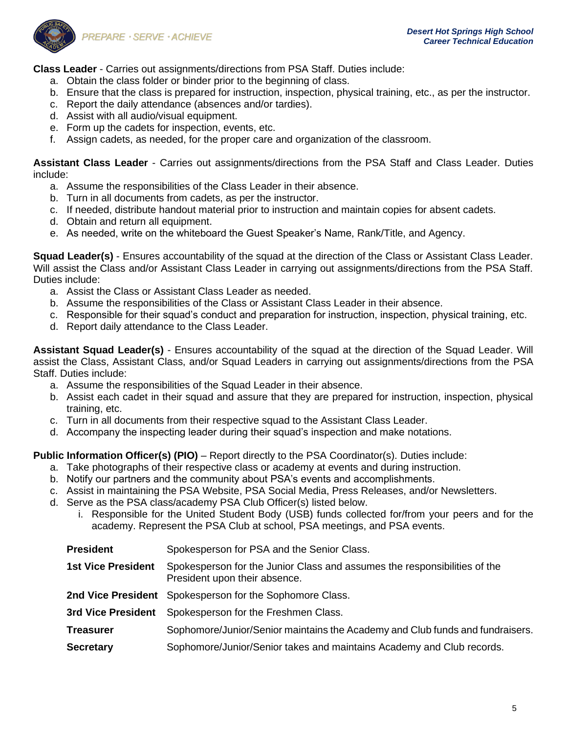**Class Leader** - Carries out assignments/directions from PSA Staff. Duties include:

a. Obtain the class folder or binder prior to the beginning of class.
b. Ensure that the class is prepared for instruction, inspection, physical training, etc., as per the instructor.
c. Report the daily attendance (absences and/or tardies).
d. Assist with all audio/visual equipment.
e. Form up the cadets for inspection, events, etc.
f. Assign cadets, as needed, for the proper care and organization of the classroom.

**Assistant Class Leader** - Carries out assignments/directions from the PSA Staff and Class Leader. Duties include:

a. Assume the responsibilities of the Class Leader in their absence.
b. Turn in all documents from cadets, as per the instructor.
c. If needed, distribute handout material prior to instruction and maintain copies for absent cadets.
d. Obtain and return all equipment.
e. As needed, write on the whiteboard the Guest Speaker's Name, Rank/Title, and Agency.

**Squad Leader(s)** - Ensures accountability of the squad at the direction of the Class or Assistant Class Leader. Will assist the Class and/or Assistant Class Leader in carrying out assignments/directions from the PSA Staff. Duties include:

a. Assist the Class or Assistant Class Leader as needed.
b. Assume the responsibilities of the Class or Assistant Class Leader in their absence.
c. Responsible for their squad's conduct and preparation for instruction, inspection, physical training, etc.
d. Report daily attendance to the Class Leader.

**Assistant Squad Leader(s)** - Ensures accountability of the squad at the direction of the Squad Leader. Will assist the Class, Assistant Class, and/or Squad Leaders in carrying out assignments/directions from the PSA Staff. Duties include:

a. Assume the responsibilities of the Squad Leader in their absence.
b. Assist each cadet in their squad and assure that they are prepared for instruction, inspection, physical training, etc.
c. Turn in all documents from their respective squad to the Assistant Class Leader.
d. Accompany the inspecting leader during their squad's inspection and make notations.

**Public Information Officer(s) (PIO)** – Report directly to the PSA Coordinator(s). Duties include:

a. Take photographs of their respective class or academy at events and during instruction.
b. Notify our partners and the community about PSA's events and accomplishments.
c. Assist in maintaining the PSA Website, PSA Social Media, Press Releases, and/or Newsletters.
d. Serve as the PSA class/academy PSA Club Officer(s) listed below.
    i. Responsible for the United Student Body (USB) funds collected for/from your peers and for the academy. Represent the PSA Club at school, PSA meetings, and PSA events.

| | |
|---|---|
| **President** | Spokesperson for PSA and the Senior Class. |
| **1st Vice President** | Spokesperson for the Junior Class and assumes the responsibilities of the President upon their absence. |
| **2nd Vice President** | Spokesperson for the Sophomore Class. |
| **3rd Vice President** | Spokesperson for the Freshmen Class. |
| **Treasurer** | Sophomore/Junior/Senior maintains the Academy and Club funds and fundraisers. |
| **Secretary** | Sophomore/Junior/Senior takes and maintains Academy and Club records. |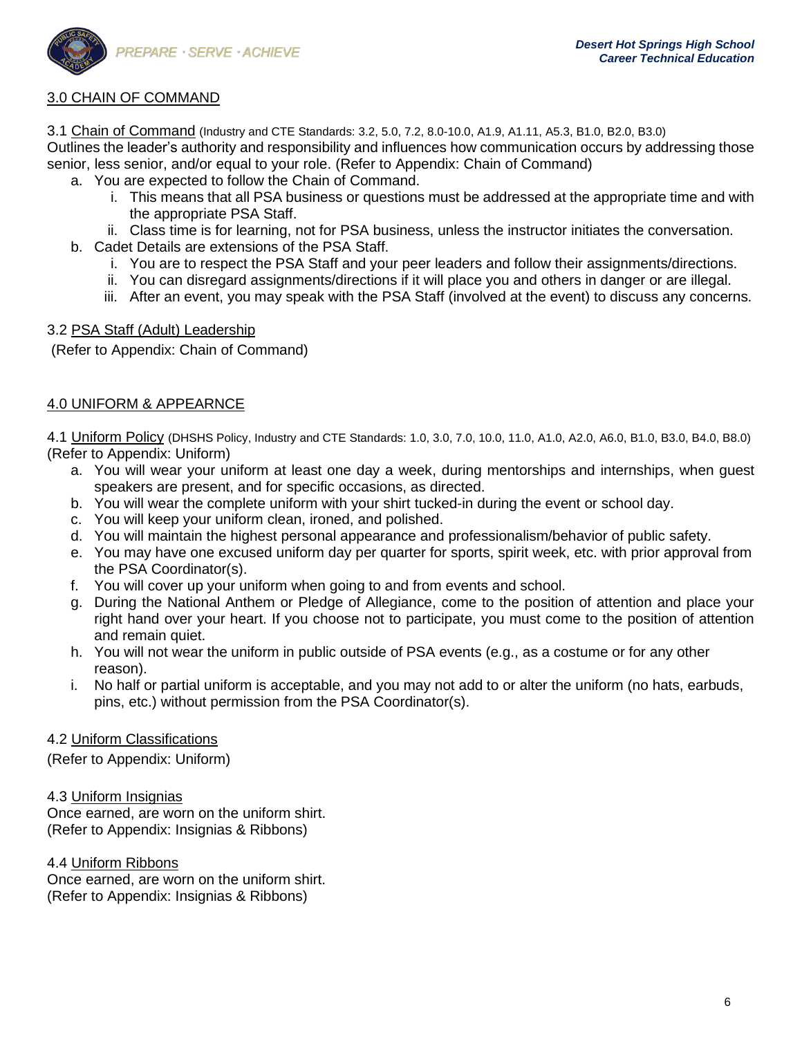## 3.0 CHAIN OF COMMAND

3.1 Chain of Command (Industry and CTE Standards: 3.2, 5.0, 7.2, 8.0-10.0, A1.9, A1.11, A5.3, B1.0, B2.0, B3.0)
Outlines the leader's authority and responsibility and influences how communication occurs by addressing those senior, less senior, and/or equal to your role. (Refer to Appendix: Chain of Command)

a. You are expected to follow the Chain of Command.
   i. This means that all PSA business or questions must be addressed at the appropriate time and with the appropriate PSA Staff.
   ii. Class time is for learning, not for PSA business, unless the instructor initiates the conversation.
b. Cadet Details are extensions of the PSA Staff.
   i. You are to respect the PSA Staff and your peer leaders and follow their assignments/directions.
   ii. You can disregard assignments/directions if it will place you and others in danger or are illegal.
   iii. After an event, you may speak with the PSA Staff (involved at the event) to discuss any concerns.

3.2 PSA Staff (Adult) Leadership
(Refer to Appendix: Chain of Command)

## 4.0 UNIFORM & APPEARNCE

4.1 Uniform Policy (DHSHS Policy, Industry and CTE Standards: 1.0, 3.0, 7.0, 10.0, 11.0, A1.0, A2.0, A6.0, B1.0, B3.0, B4.0, B8.0)
(Refer to Appendix: Uniform)

a. You will wear your uniform at least one day a week, during mentorships and internships, when guest speakers are present, and for specific occasions, as directed.
b. You will wear the complete uniform with your shirt tucked-in during the event or school day.
c. You will keep your uniform clean, ironed, and polished.
d. You will maintain the highest personal appearance and professionalism/behavior of public safety.
e. You may have one excused uniform day per quarter for sports, spirit week, etc. with prior approval from the PSA Coordinator(s).
f. You will cover up your uniform when going to and from events and school.
g. During the National Anthem or Pledge of Allegiance, come to the position of attention and place your right hand over your heart. If you choose not to participate, you must come to the position of attention and remain quiet.
h. You will not wear the uniform in public outside of PSA events (e.g., as a costume or for any other reason).
i. No half or partial uniform is acceptable, and you may not add to or alter the uniform (no hats, earbuds, pins, etc.) without permission from the PSA Coordinator(s).

4.2 Uniform Classifications
(Refer to Appendix: Uniform)

4.3 Uniform Insignias
Once earned, are worn on the uniform shirt.
(Refer to Appendix: Insignias & Ribbons)

4.4 Uniform Ribbons
Once earned, are worn on the uniform shirt.
(Refer to Appendix: Insignias & Ribbons)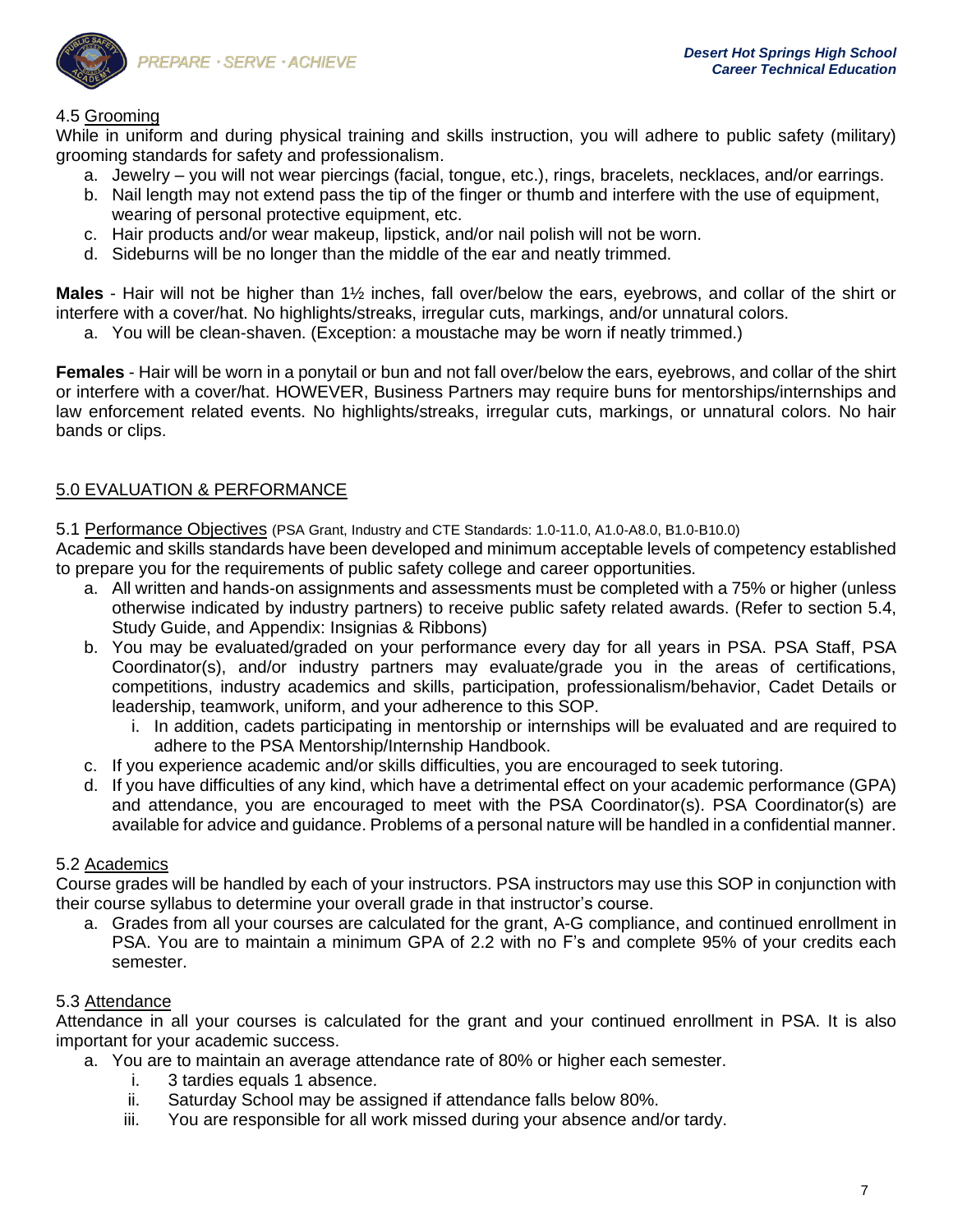### 4.5 Grooming

While in uniform and during physical training and skills instruction, you will adhere to public safety (military) grooming standards for safety and professionalism.

a. Jewelry – you will not wear piercings (facial, tongue, etc.), rings, bracelets, necklaces, and/or earrings.
b. Nail length may not extend pass the tip of the finger or thumb and interfere with the use of equipment, wearing of personal protective equipment, etc.
c. Hair products and/or wear makeup, lipstick, and/or nail polish will not be worn.
d. Sideburns will be no longer than the middle of the ear and neatly trimmed.

**Males** - Hair will not be higher than 1½ inches, fall over/below the ears, eyebrows, and collar of the shirt or interfere with a cover/hat. No highlights/streaks, irregular cuts, markings, and/or unnatural colors.

a. You will be clean-shaven. (Exception: a moustache may be worn if neatly trimmed.)

**Females** - Hair will be worn in a ponytail or bun and not fall over/below the ears, eyebrows, and collar of the shirt or interfere with a cover/hat. HOWEVER, Business Partners may require buns for mentorships/internships and law enforcement related events. No highlights/streaks, irregular cuts, markings, or unnatural colors. No hair bands or clips.

## 5.0 EVALUATION & PERFORMANCE

### 5.1 Performance Objectives (PSA Grant, Industry and CTE Standards: 1.0-11.0, A1.0-A8.0, B1.0-B10.0)

Academic and skills standards have been developed and minimum acceptable levels of competency established to prepare you for the requirements of public safety college and career opportunities.

a. All written and hands-on assignments and assessments must be completed with a 75% or higher (unless otherwise indicated by industry partners) to receive public safety related awards. (Refer to section 5.4, Study Guide, and Appendix: Insignias & Ribbons)
b. You may be evaluated/graded on your performance every day for all years in PSA. PSA Staff, PSA Coordinator(s), and/or industry partners may evaluate/grade you in the areas of certifications, competitions, industry academics and skills, participation, professionalism/behavior, Cadet Details or leadership, teamwork, uniform, and your adherence to this SOP.
   i. In addition, cadets participating in mentorship or internships will be evaluated and are required to adhere to the PSA Mentorship/Internship Handbook.
c. If you experience academic and/or skills difficulties, you are encouraged to seek tutoring.
d. If you have difficulties of any kind, which have a detrimental effect on your academic performance (GPA) and attendance, you are encouraged to meet with the PSA Coordinator(s). PSA Coordinator(s) are available for advice and guidance. Problems of a personal nature will be handled in a confidential manner.

### 5.2 Academics

Course grades will be handled by each of your instructors. PSA instructors may use this SOP in conjunction with their course syllabus to determine your overall grade in that instructor's course.

a. Grades from all your courses are calculated for the grant, A-G compliance, and continued enrollment in PSA. You are to maintain a minimum GPA of 2.2 with no F's and complete 95% of your credits each semester.

### 5.3 Attendance

Attendance in all your courses is calculated for the grant and your continued enrollment in PSA. It is also important for your academic success.

a. You are to maintain an average attendance rate of 80% or higher each semester.
   i. 3 tardies equals 1 absence.
   ii. Saturday School may be assigned if attendance falls below 80%.
   iii. You are responsible for all work missed during your absence and/or tardy.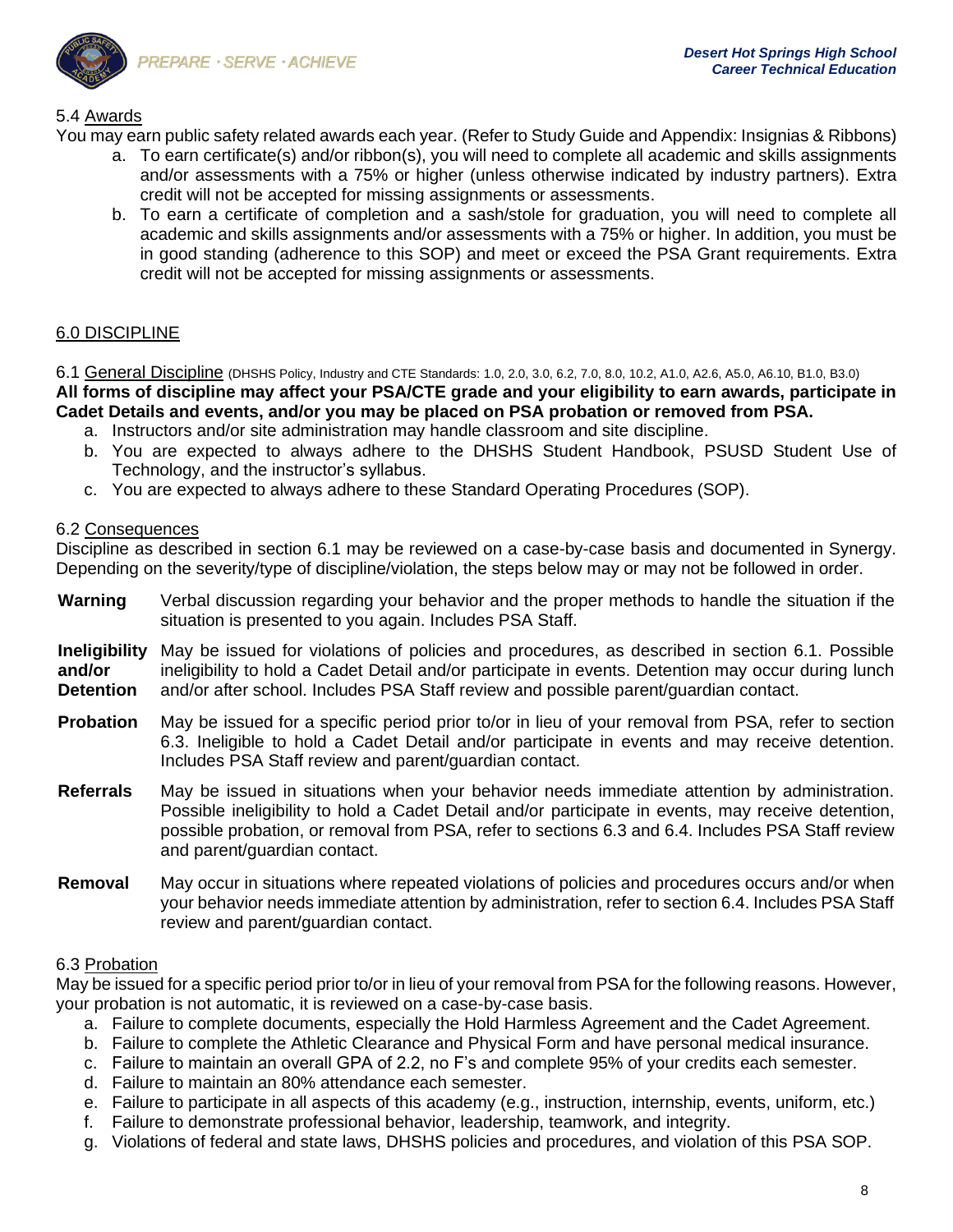5.4 Awards

You may earn public safety related awards each year. (Refer to Study Guide and Appendix: Insignias & Ribbons)

a. To earn certificate(s) and/or ribbon(s), you will need to complete all academic and skills assignments and/or assessments with a 75% or higher (unless otherwise indicated by industry partners). Extra credit will not be accepted for missing assignments or assessments.
b. To earn a certificate of completion and a sash/stole for graduation, you will need to complete all academic and skills assignments and/or assessments with a 75% or higher. In addition, you must be in good standing (adherence to this SOP) and meet or exceed the PSA Grant requirements. Extra credit will not be accepted for missing assignments or assessments.

## 6.0 DISCIPLINE

6.1 General Discipline (DHSHS Policy, Industry and CTE Standards: 1.0, 2.0, 3.0, 6.2, 7.0, 8.0, 10.2, A1.0, A2.6, A5.0, A6.10, B1.0, B3.0)

**All forms of discipline may affect your PSA/CTE grade and your eligibility to earn awards, participate in Cadet Details and events, and/or you may be placed on PSA probation or removed from PSA.**

a. Instructors and/or site administration may handle classroom and site discipline.
b. You are expected to always adhere to the DHSHS Student Handbook, PSUSD Student Use of Technology, and the instructor's syllabus.
c. You are expected to always adhere to these Standard Operating Procedures (SOP).

6.2 Consequences

Discipline as described in section 6.1 may be reviewed on a case-by-case basis and documented in Synergy. Depending on the severity/type of discipline/violation, the steps below may or may not be followed in order.

| | |
|---|---|
| **Warning** | Verbal discussion regarding your behavior and the proper methods to handle the situation if the situation is presented to you again. Includes PSA Staff. |
| **Ineligibility and/or Detention** | May be issued for violations of policies and procedures, as described in section 6.1. Possible ineligibility to hold a Cadet Detail and/or participate in events. Detention may occur during lunch and/or after school. Includes PSA Staff review and possible parent/guardian contact. |
| **Probation** | May be issued for a specific period prior to/or in lieu of your removal from PSA, refer to section 6.3. Ineligible to hold a Cadet Detail and/or participate in events and may receive detention. Includes PSA Staff review and parent/guardian contact. |
| **Referrals** | May be issued in situations when your behavior needs immediate attention by administration. Possible ineligibility to hold a Cadet Detail and/or participate in events, may receive detention, possible probation, or removal from PSA, refer to sections 6.3 and 6.4. Includes PSA Staff review and parent/guardian contact. |
| **Removal** | May occur in situations where repeated violations of policies and procedures occurs and/or when your behavior needs immediate attention by administration, refer to section 6.4. Includes PSA Staff review and parent/guardian contact. |

6.3 Probation

May be issued for a specific period prior to/or in lieu of your removal from PSA for the following reasons. However, your probation is not automatic, it is reviewed on a case-by-case basis.

a. Failure to complete documents, especially the Hold Harmless Agreement and the Cadet Agreement.
b. Failure to complete the Athletic Clearance and Physical Form and have personal medical insurance.
c. Failure to maintain an overall GPA of 2.2, no F's and complete 95% of your credits each semester.
d. Failure to maintain an 80% attendance each semester.
e. Failure to participate in all aspects of this academy (e.g., instruction, internship, events, uniform, etc.)
f. Failure to demonstrate professional behavior, leadership, teamwork, and integrity.
g. Violations of federal and state laws, DHSHS policies and procedures, and violation of this PSA SOP.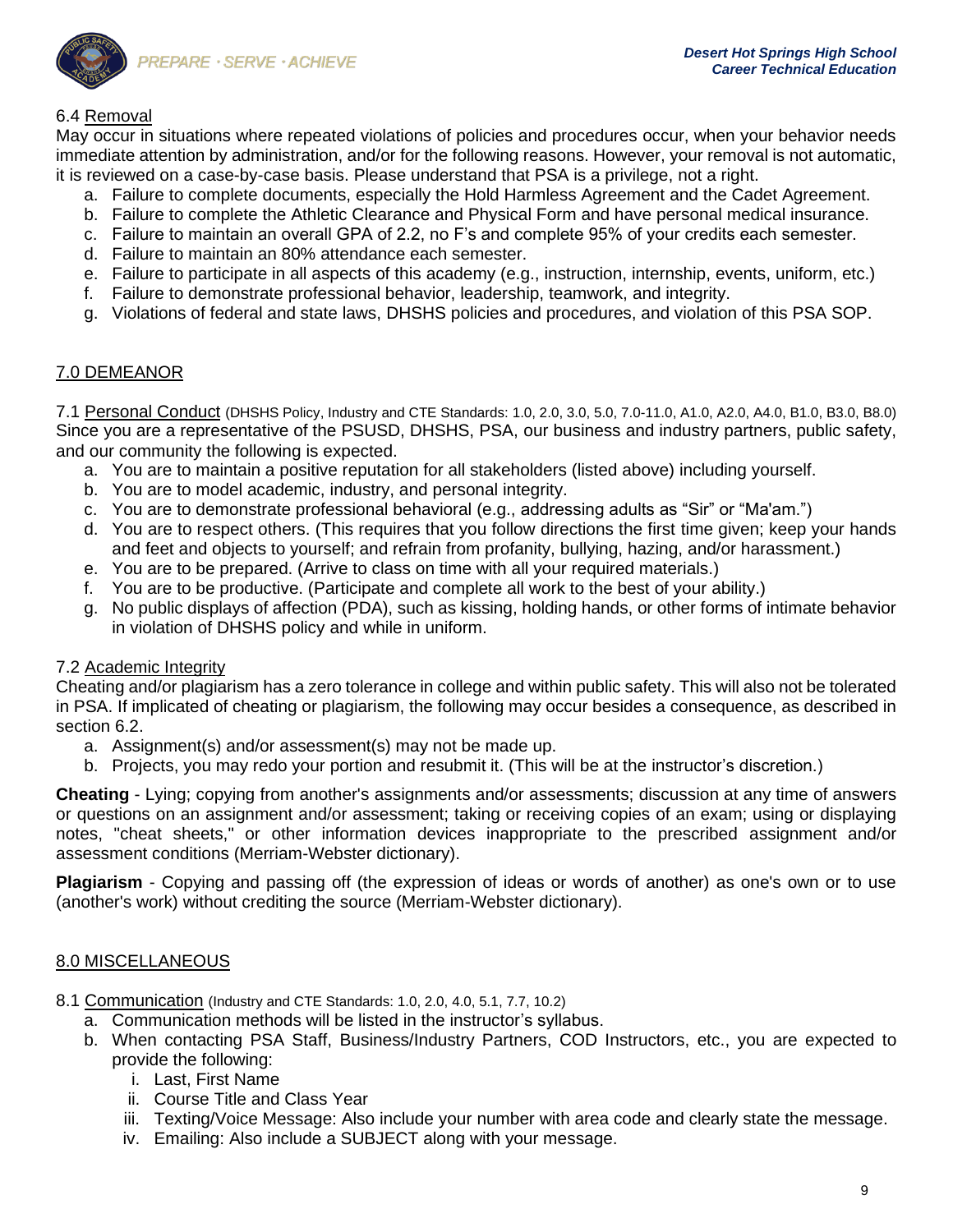6.4 Removal

May occur in situations where repeated violations of policies and procedures occur, when your behavior needs immediate attention by administration, and/or for the following reasons. However, your removal is not automatic, it is reviewed on a case-by-case basis. Please understand that PSA is a privilege, not a right.

a. Failure to complete documents, especially the Hold Harmless Agreement and the Cadet Agreement.
b. Failure to complete the Athletic Clearance and Physical Form and have personal medical insurance.
c. Failure to maintain an overall GPA of 2.2, no F's and complete 95% of your credits each semester.
d. Failure to maintain an 80% attendance each semester.
e. Failure to participate in all aspects of this academy (e.g., instruction, internship, events, uniform, etc.)
f. Failure to demonstrate professional behavior, leadership, teamwork, and integrity.
g. Violations of federal and state laws, DHSHS policies and procedures, and violation of this PSA SOP.

## 7.0 DEMEANOR

7.1 Personal Conduct (DHSHS Policy, Industry and CTE Standards: 1.0, 2.0, 3.0, 5.0, 7.0-11.0, A1.0, A2.0, A4.0, B1.0, B3.0, B8.0)

Since you are a representative of the PSUSD, DHSHS, PSA, our business and industry partners, public safety, and our community the following is expected.

a. You are to maintain a positive reputation for all stakeholders (listed above) including yourself.
b. You are to model academic, industry, and personal integrity.
c. You are to demonstrate professional behavioral (e.g., addressing adults as "Sir" or "Ma'am.")
d. You are to respect others. (This requires that you follow directions the first time given; keep your hands and feet and objects to yourself; and refrain from profanity, bullying, hazing, and/or harassment.)
e. You are to be prepared. (Arrive to class on time with all your required materials.)
f. You are to be productive. (Participate and complete all work to the best of your ability.)
g. No public displays of affection (PDA), such as kissing, holding hands, or other forms of intimate behavior in violation of DHSHS policy and while in uniform.

7.2 Academic Integrity

Cheating and/or plagiarism has a zero tolerance in college and within public safety. This will also not be tolerated in PSA. If implicated of cheating or plagiarism, the following may occur besides a consequence, as described in section 6.2.

a. Assignment(s) and/or assessment(s) may not be made up.
b. Projects, you may redo your portion and resubmit it. (This will be at the instructor's discretion.)

**Cheating** - Lying; copying from another's assignments and/or assessments; discussion at any time of answers or questions on an assignment and/or assessment; taking or receiving copies of an exam; using or displaying notes, "cheat sheets," or other information devices inappropriate to the prescribed assignment and/or assessment conditions (Merriam-Webster dictionary).

**Plagiarism** - Copying and passing off (the expression of ideas or words of another) as one's own or to use (another's work) without crediting the source (Merriam-Webster dictionary).

## 8.0 MISCELLANEOUS

8.1 Communication (Industry and CTE Standards: 1.0, 2.0, 4.0, 5.1, 7.7, 10.2)

a. Communication methods will be listed in the instructor's syllabus.
b. When contacting PSA Staff, Business/Industry Partners, COD Instructors, etc., you are expected to provide the following:
   i. Last, First Name
   ii. Course Title and Class Year
   iii. Texting/Voice Message: Also include your number with area code and clearly state the message.
   iv. Emailing: Also include a SUBJECT along with your message.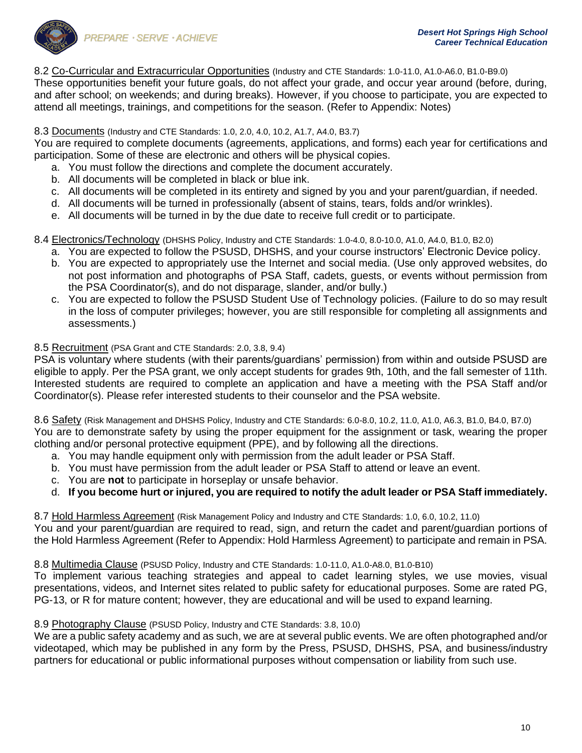8.2 Co-Curricular and Extracurricular Opportunities (Industry and CTE Standards: 1.0-11.0, A1.0-A6.0, B1.0-B9.0)
These opportunities benefit your future goals, do not affect your grade, and occur year around (before, during, and after school; on weekends; and during breaks). However, if you choose to participate, you are expected to attend all meetings, trainings, and competitions for the season. (Refer to Appendix: Notes)

8.3 Documents (Industry and CTE Standards: 1.0, 2.0, 4.0, 10.2, A1.7, A4.0, B3.7)
You are required to complete documents (agreements, applications, and forms) each year for certifications and participation. Some of these are electronic and others will be physical copies.

a. You must follow the directions and complete the document accurately.
b. All documents will be completed in black or blue ink.
c. All documents will be completed in its entirety and signed by you and your parent/guardian, if needed.
d. All documents will be turned in professionally (absent of stains, tears, folds and/or wrinkles).
e. All documents will be turned in by the due date to receive full credit or to participate.

8.4 Electronics/Technology (DHSHS Policy, Industry and CTE Standards: 1.0-4.0, 8.0-10.0, A1.0, A4.0, B1.0, B2.0)

a. You are expected to follow the PSUSD, DHSHS, and your course instructors' Electronic Device policy.
b. You are expected to appropriately use the Internet and social media. (Use only approved websites, do not post information and photographs of PSA Staff, cadets, guests, or events without permission from the PSA Coordinator(s), and do not disparage, slander, and/or bully.)
c. You are expected to follow the PSUSD Student Use of Technology policies. (Failure to do so may result in the loss of computer privileges; however, you are still responsible for completing all assignments and assessments.)

8.5 Recruitment (PSA Grant and CTE Standards: 2.0, 3.8, 9.4)
PSA is voluntary where students (with their parents/guardians' permission) from within and outside PSUSD are eligible to apply. Per the PSA grant, we only accept students for grades 9th, 10th, and the fall semester of 11th. Interested students are required to complete an application and have a meeting with the PSA Staff and/or Coordinator(s). Please refer interested students to their counselor and the PSA website.

8.6 Safety (Risk Management and DHSHS Policy, Industry and CTE Standards: 6.0-8.0, 10.2, 11.0, A1.0, A6.3, B1.0, B4.0, B7.0)
You are to demonstrate safety by using the proper equipment for the assignment or task, wearing the proper clothing and/or personal protective equipment (PPE), and by following all the directions.

a. You may handle equipment only with permission from the adult leader or PSA Staff.
b. You must have permission from the adult leader or PSA Staff to attend or leave an event.
c. You are **not** to participate in horseplay or unsafe behavior.
d. **If you become hurt or injured, you are required to notify the adult leader or PSA Staff immediately.**

8.7 Hold Harmless Agreement (Risk Management Policy and Industry and CTE Standards: 1.0, 6.0, 10.2, 11.0)
You and your parent/guardian are required to read, sign, and return the cadet and parent/guardian portions of the Hold Harmless Agreement (Refer to Appendix: Hold Harmless Agreement) to participate and remain in PSA.

8.8 Multimedia Clause (PSUSD Policy, Industry and CTE Standards: 1.0-11.0, A1.0-A8.0, B1.0-B10)
To implement various teaching strategies and appeal to cadet learning styles, we use movies, visual presentations, videos, and Internet sites related to public safety for educational purposes. Some are rated PG, PG-13, or R for mature content; however, they are educational and will be used to expand learning.

8.9 Photography Clause (PSUSD Policy, Industry and CTE Standards: 3.8, 10.0)
We are a public safety academy and as such, we are at several public events. We are often photographed and/or videotaped, which may be published in any form by the Press, PSUSD, DHSHS, PSA, and business/industry partners for educational or public informational purposes without compensation or liability from such use.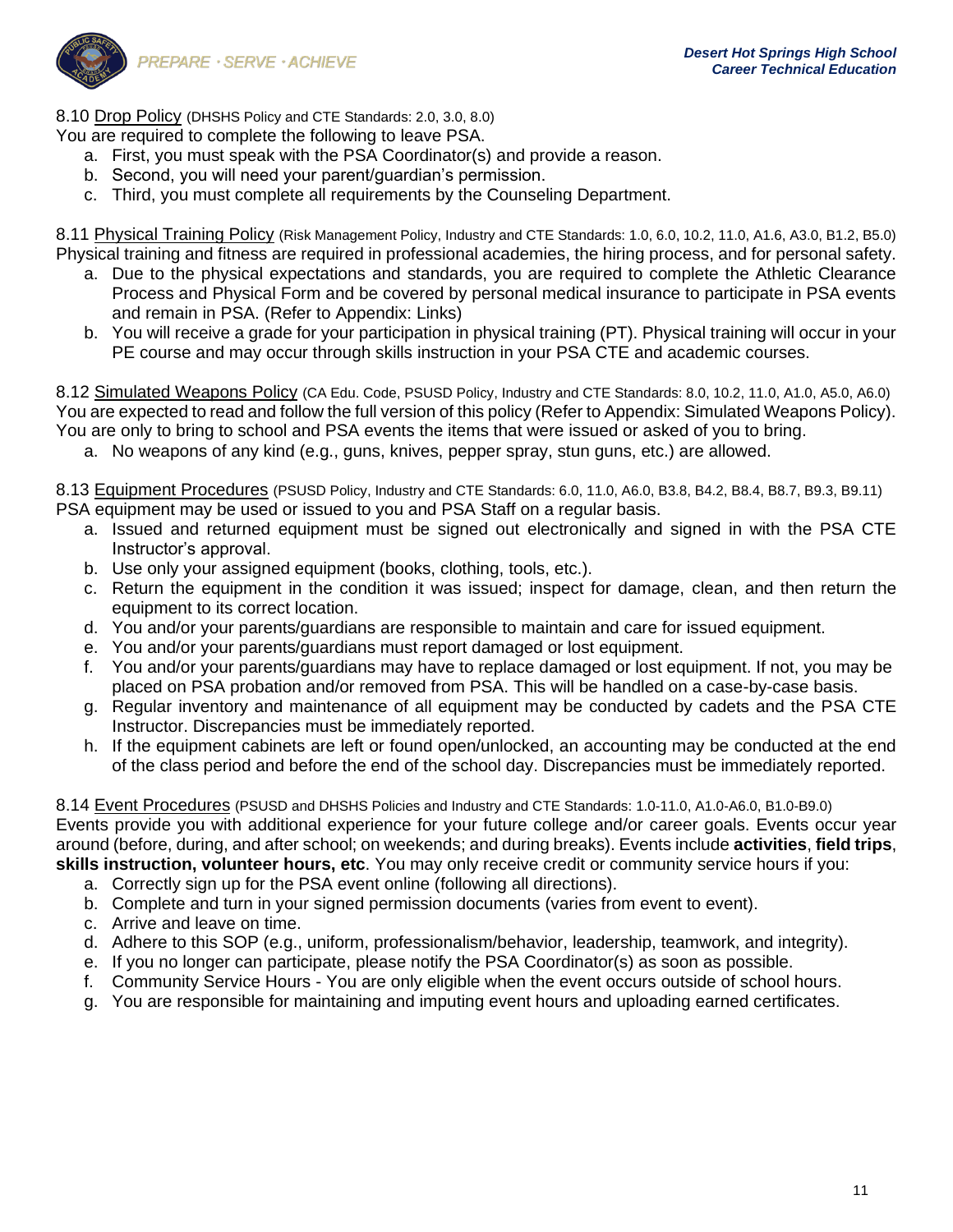8.10 <u>Drop Policy</u> (DHSHS Policy and CTE Standards: 2.0, 3.0, 8.0)
You are required to complete the following to leave PSA.

a. First, you must speak with the PSA Coordinator(s) and provide a reason.
b. Second, you will need your parent/guardian's permission.
c. Third, you must complete all requirements by the Counseling Department.

8.11 <u>Physical Training Policy</u> (Risk Management Policy, Industry and CTE Standards: 1.0, 6.0, 10.2, 11.0, A1.6, A3.0, B1.2, B5.0)
Physical training and fitness are required in professional academies, the hiring process, and for personal safety.

a. Due to the physical expectations and standards, you are required to complete the Athletic Clearance Process and Physical Form and be covered by personal medical insurance to participate in PSA events and remain in PSA. (Refer to Appendix: Links)
b. You will receive a grade for your participation in physical training (PT). Physical training will occur in your PE course and may occur through skills instruction in your PSA CTE and academic courses.

8.12 <u>Simulated Weapons Policy</u> (CA Edu. Code, PSUSD Policy, Industry and CTE Standards: 8.0, 10.2, 11.0, A1.0, A5.0, A6.0)
You are expected to read and follow the full version of this policy (Refer to Appendix: Simulated Weapons Policy). You are only to bring to school and PSA events the items that were issued or asked of you to bring.

a. No weapons of any kind (e.g., guns, knives, pepper spray, stun guns, etc.) are allowed.

8.13 <u>Equipment Procedures</u> (PSUSD Policy, Industry and CTE Standards: 6.0, 11.0, A6.0, B3.8, B4.2, B8.4, B8.7, B9.3, B9.11)
PSA equipment may be used or issued to you and PSA Staff on a regular basis.

a. Issued and returned equipment must be signed out electronically and signed in with the PSA CTE Instructor's approval.
b. Use only your assigned equipment (books, clothing, tools, etc.).
c. Return the equipment in the condition it was issued; inspect for damage, clean, and then return the equipment to its correct location.
d. You and/or your parents/guardians are responsible to maintain and care for issued equipment.
e. You and/or your parents/guardians must report damaged or lost equipment.
f. You and/or your parents/guardians may have to replace damaged or lost equipment. If not, you may be placed on PSA probation and/or removed from PSA. This will be handled on a case-by-case basis.
g. Regular inventory and maintenance of all equipment may be conducted by cadets and the PSA CTE Instructor. Discrepancies must be immediately reported.
h. If the equipment cabinets are left or found open/unlocked, an accounting may be conducted at the end of the class period and before the end of the school day. Discrepancies must be immediately reported.

8.14 <u>Event Procedures</u> (PSUSD and DHSHS Policies and Industry and CTE Standards: 1.0-11.0, A1.0-A6.0, B1.0-B9.0)
Events provide you with additional experience for your future college and/or career goals. Events occur year around (before, during, and after school; on weekends; and during breaks). Events include **activities**, **field trips**, **skills instruction, volunteer hours, etc**. You may only receive credit or community service hours if you:

a. Correctly sign up for the PSA event online (following all directions).
b. Complete and turn in your signed permission documents (varies from event to event).
c. Arrive and leave on time.
d. Adhere to this SOP (e.g., uniform, professionalism/behavior, leadership, teamwork, and integrity).
e. If you no longer can participate, please notify the PSA Coordinator(s) as soon as possible.
f. Community Service Hours - You are only eligible when the event occurs outside of school hours.
g. You are responsible for maintaining and imputing event hours and uploading earned certificates.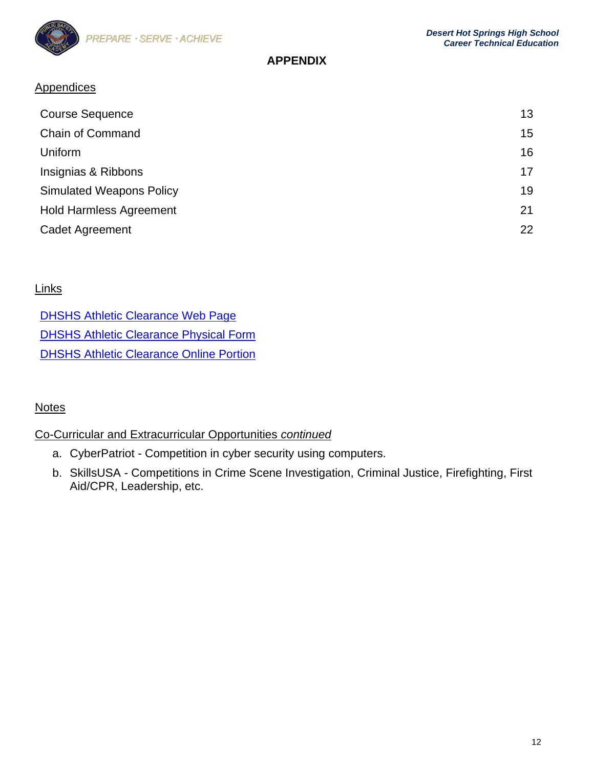# APPENDIX

## Appendices

| | |
|---|---|
| Course Sequence | 13 |
| Chain of Command | 15 |
| Uniform | 16 |
| Insignias & Ribbons | 17 |
| Simulated Weapons Policy | 19 |
| Hold Harmless Agreement | 21 |
| Cadet Agreement | 22 |

## Links

DHSHS Athletic Clearance Web Page

DHSHS Athletic Clearance Physical Form

DHSHS Athletic Clearance Online Portion

## Notes

Co-Curricular and Extracurricular Opportunities *continued*

a. CyberPatriot - Competition in cyber security using computers.

b. SkillsUSA - Competitions in Crime Scene Investigation, Criminal Justice, Firefighting, First Aid/CPR, Leadership, etc.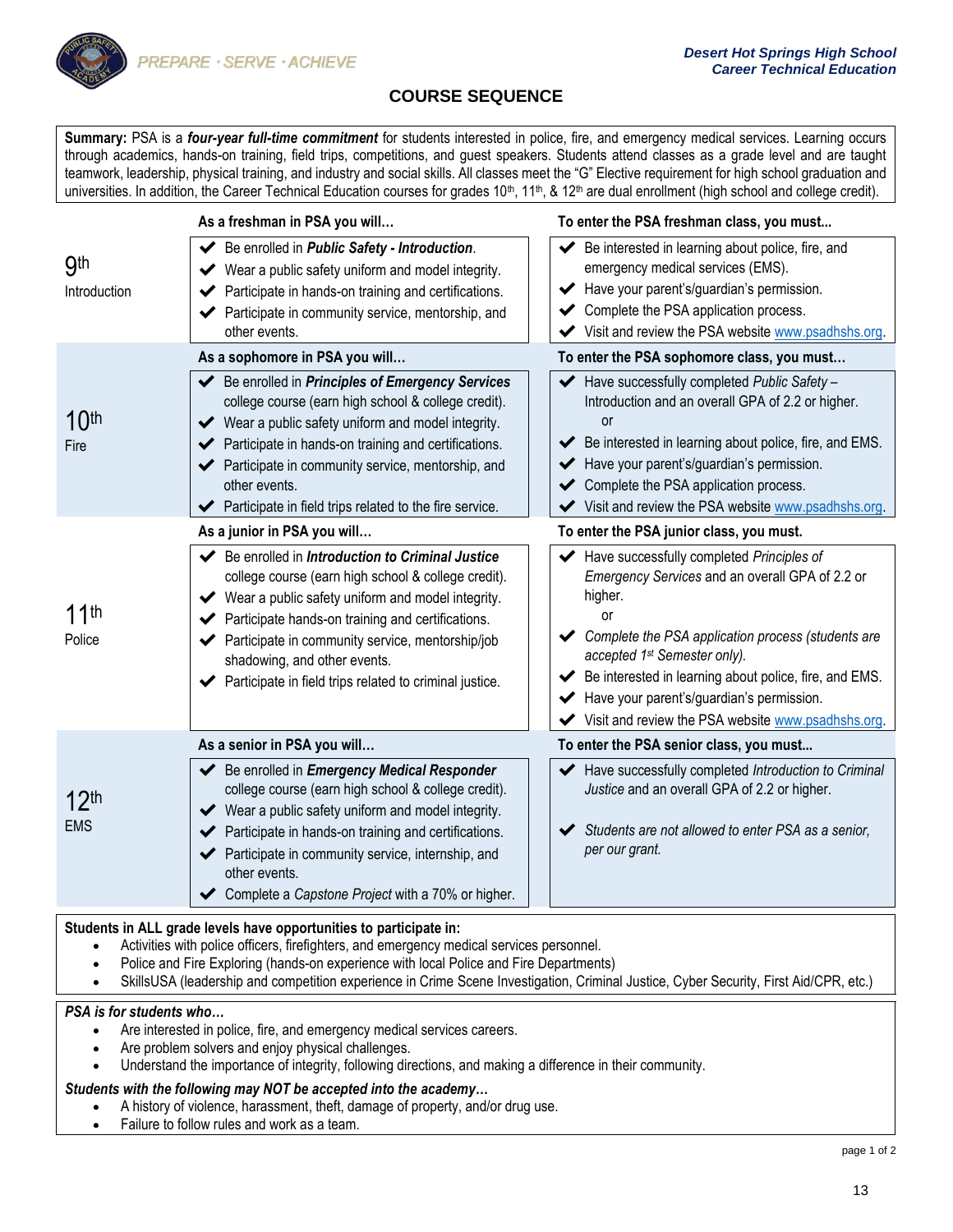PREPARE · SERVE · ACHIEVE

**Desert Hot Springs High School**
**Career Technical Education**

## COURSE SEQUENCE

**Summary:** PSA is a ***four-year full-time commitment*** for students interested in police, fire, and emergency medical services. Learning occurs through academics, hands-on training, field trips, competitions, and guest speakers. Students attend classes as a grade level and are taught teamwork, leadership, physical training, and industry and social skills. All classes meet the "G" Elective requirement for high school graduation and universities. In addition, the Career Technical Education courses for grades 10th, 11th, & 12th are dual enrollment (high school and college credit).

| | **As a freshman in PSA you will…** | **To enter the PSA freshman class, you must...** |
|---|---|---|
| 9th<br>Introduction | ✔ Be enrolled in ***Public Safety - Introduction***.<br>✔ Wear a public safety uniform and model integrity.<br>✔ Participate in hands-on training and certifications.<br>✔ Participate in community service, mentorship, and other events. | ✔ Be interested in learning about police, fire, and emergency medical services (EMS).<br>✔ Have your parent's/guardian's permission.<br>✔ Complete the PSA application process.<br>✔ Visit and review the PSA website www.psadhshs.org. |
| | **As a sophomore in PSA you will…** | **To enter the PSA sophomore class, you must…** |
| 10th<br>Fire | ✔ Be enrolled in ***Principles of Emergency Services*** college course (earn high school & college credit).<br>✔ Wear a public safety uniform and model integrity.<br>✔ Participate in hands-on training and certifications.<br>✔ Participate in community service, mentorship, and other events.<br>✔ Participate in field trips related to the fire service. | ✔ Have successfully completed *Public Safety – Introduction* and an overall GPA of 2.2 or higher.<br>or<br>✔ Be interested in learning about police, fire, and EMS.<br>✔ Have your parent's/guardian's permission.<br>✔ Complete the PSA application process.<br>✔ Visit and review the PSA website www.psadhshs.org. |
| | **As a junior in PSA you will…** | **To enter the PSA junior class, you must.** |
| 11th<br>Police | ✔ Be enrolled in ***Introduction to Criminal Justice*** college course (earn high school & college credit).<br>✔ Wear a public safety uniform and model integrity.<br>✔ Participate hands-on training and certifications.<br>✔ Participate in community service, mentorship/job shadowing, and other events.<br>✔ Participate in field trips related to criminal justice. | ✔ Have successfully completed *Principles of Emergency Services* and an overall GPA of 2.2 or higher.<br>or<br>✔ *Complete the PSA application process (students are accepted 1st Semester only).*<br>✔ Be interested in learning about police, fire, and EMS.<br>✔ Have your parent's/guardian's permission.<br>✔ Visit and review the PSA website www.psadhshs.org. |
| | **As a senior in PSA you will…** | **To enter the PSA senior class, you must...** |
| 12th<br>EMS | ✔ Be enrolled in ***Emergency Medical Responder*** college course (earn high school & college credit).<br>✔ Wear a public safety uniform and model integrity.<br>✔ Participate in hands-on training and certifications.<br>✔ Participate in community service, internship, and other events.<br>✔ Complete a *Capstone Project* with a 70% or higher. | ✔ Have successfully completed *Introduction to Criminal Justice* and an overall GPA of 2.2 or higher.<br>✔ *Students are not allowed to enter PSA as a senior, per our grant.* |

**Students in ALL grade levels have opportunities to participate in:**

- Activities with police officers, firefighters, and emergency medical services personnel.
- Police and Fire Exploring (hands-on experience with local Police and Fire Departments)
- SkillsUSA (leadership and competition experience in Crime Scene Investigation, Criminal Justice, Cyber Security, First Aid/CPR, etc.)

***PSA is for students who…***

- Are interested in police, fire, and emergency medical services careers.
- Are problem solvers and enjoy physical challenges.
- Understand the importance of integrity, following directions, and making a difference in their community.

***Students with the following may NOT be accepted into the academy…***

- A history of violence, harassment, theft, damage of property, and/or drug use.
- Failure to follow rules and work as a team.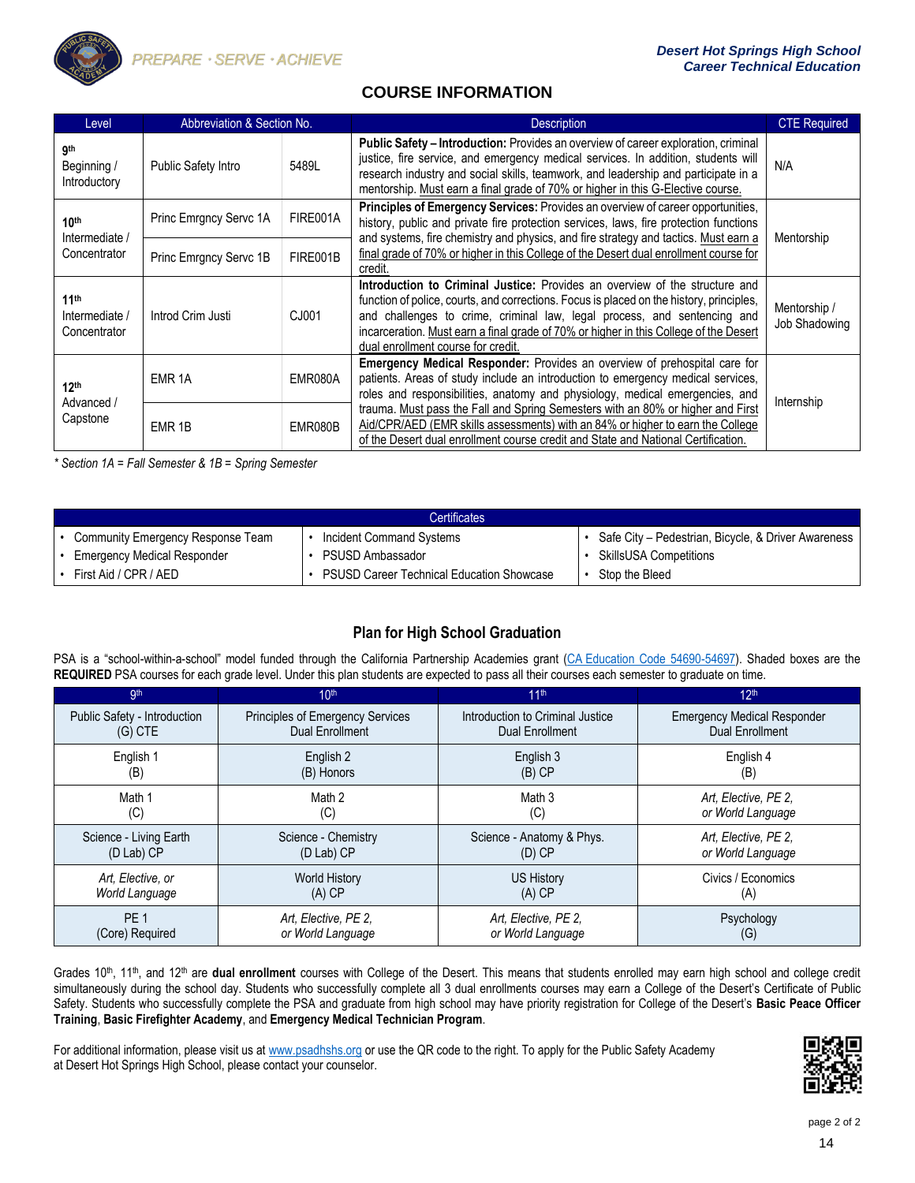PREPARE · SERVE · ACHIEVE

***Desert Hot Springs High School***
***Career Technical Education***

## COURSE INFORMATION

| Level | Abbreviation & Section No. | | Description | CTE Required |
|---|---|---|---|---|
| 9th Beginning / Introductory | Public Safety Intro | 5489L | **Public Safety – Introduction:** Provides an overview of career exploration, criminal justice, fire service, and emergency medical services. In addition, students will research industry and social skills, teamwork, and leadership and participate in a mentorship. Must earn a final grade of 70% or higher in this G-Elective course. | N/A |
| 10th Intermediate / Concentrator | Princ Emrgncy Servc 1A | FIRE001A | **Principles of Emergency Services:** Provides an overview of career opportunities, history, public and private fire protection services, laws, fire protection functions and systems, fire chemistry and physics, and fire strategy and tactics. Must earn a final grade of 70% or higher in this College of the Desert dual enrollment course for credit. | Mentorship |
| | Princ Emrgncy Servc 1B | FIRE001B | | |
| 11th Intermediate / Concentrator | Introd Crim Justi | CJ001 | **Introduction to Criminal Justice:** Provides an overview of the structure and function of police, courts, and corrections. Focus is placed on the history, principles, and challenges to crime, criminal law, legal process, and sentencing and incarceration. Must earn a final grade of 70% or higher in this College of the Desert dual enrollment course for credit. | Mentorship / Job Shadowing |
| 12th Advanced / Capstone | EMR 1A | EMR080A | **Emergency Medical Responder:** Provides an overview of prehospital care for patients. Areas of study include an introduction to emergency medical services, roles and responsibilities, anatomy and physiology, medical emergencies, and trauma. Must pass the Fall and Spring Semesters with an 80% or higher and First Aid/CPR/AED (EMR skills assessments) with an 84% or higher to earn the College of the Desert dual enrollment course credit and State and National Certification. | Internship |
| | EMR 1B | EMR080B | | |

*\* Section 1A = Fall Semester & 1B = Spring Semester*

| Certificates | | |
|---|---|---|
| • Community Emergency Response Team | • Incident Command Systems | • Safe City – Pedestrian, Bicycle, & Driver Awareness |
| • Emergency Medical Responder | • PSUSD Ambassador | • SkillsUSA Competitions |
| • First Aid / CPR / AED | • PSUSD Career Technical Education Showcase | • Stop the Bleed |

## Plan for High School Graduation

PSA is a "school-within-a-school" model funded through the California Partnership Academies grant (CA Education Code 54690-54697). Shaded boxes are the **REQUIRED** PSA courses for each grade level. Under this plan students are expected to pass all their courses each semester to graduate on time.

| 9th | 10th | 11th | 12th |
|---|---|---|---|
| Public Safety - Introduction (G) CTE | Principles of Emergency Services Dual Enrollment | Introduction to Criminal Justice Dual Enrollment | Emergency Medical Responder Dual Enrollment |
| English 1 (B) | English 2 (B) Honors | English 3 (B) CP | English 4 (B) |
| Math 1 (C) | Math 2 (C) | Math 3 (C) | *Art, Elective, PE 2, or World Language* |
| Science - Living Earth (D Lab) CP | Science - Chemistry (D Lab) CP | Science - Anatomy & Phys. (D) CP | *Art, Elective, PE 2, or World Language* |
| *Art, Elective, or World Language* | World History (A) CP | US History (A) CP | Civics / Economics (A) |
| PE 1 (Core) Required | *Art, Elective, PE 2, or World Language* | *Art, Elective, PE 2, or World Language* | Psychology (G) |

Grades 10th, 11th, and 12th are **dual enrollment** courses with College of the Desert. This means that students enrolled may earn high school and college credit simultaneously during the school day. Students who successfully complete all 3 dual enrollments courses may earn a College of the Desert's Certificate of Public Safety. Students who successfully complete the PSA and graduate from high school may have priority registration for College of the Desert's **Basic Peace Officer Training**, **Basic Firefighter Academy**, and **Emergency Medical Technician Program**.

For additional information, please visit us at www.psadhshs.org or use the QR code to the right. To apply for the Public Safety Academy at Desert Hot Springs High School, please contact your counselor.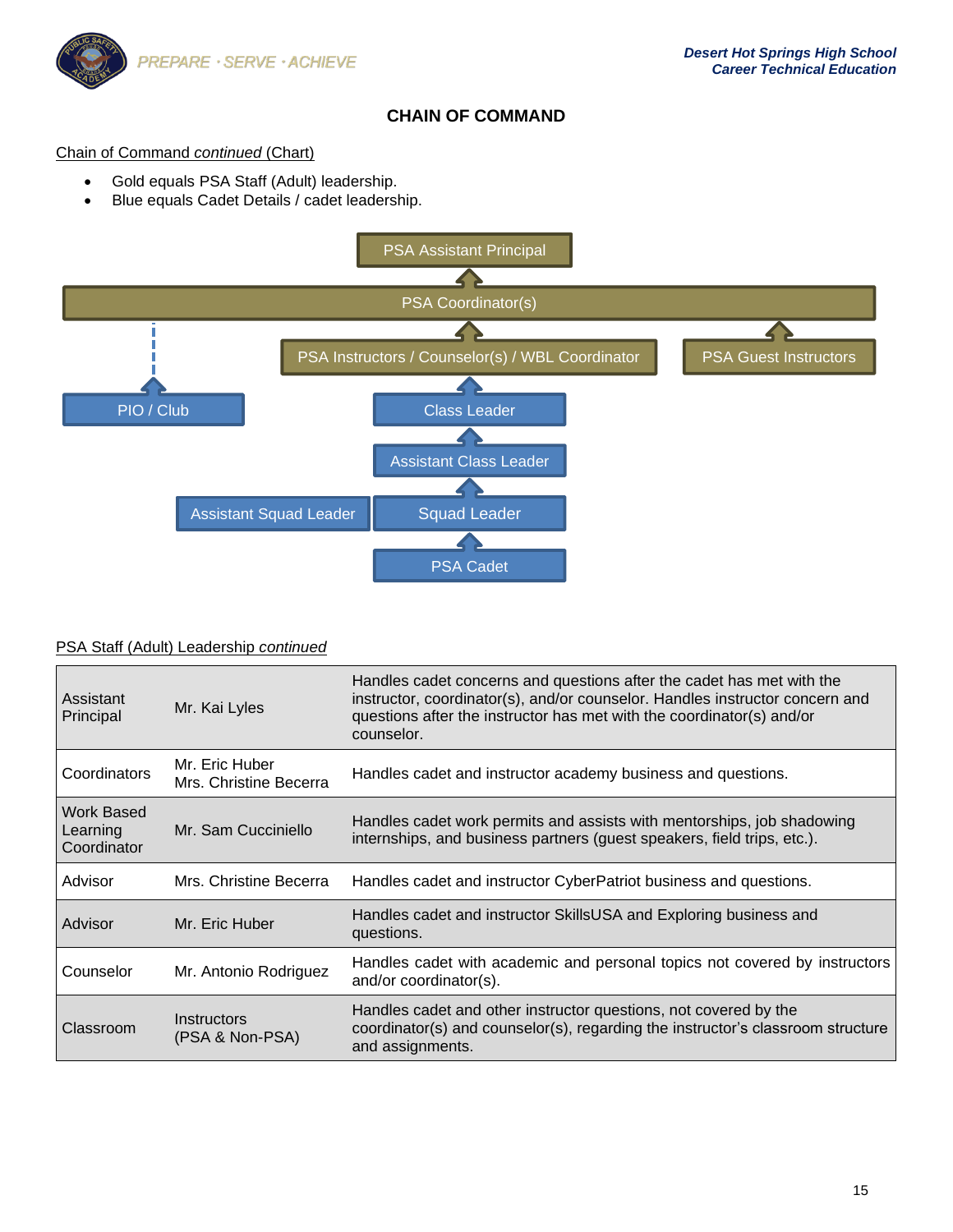## CHAIN OF COMMAND

Chain of Command *continued* (Chart)

- Gold equals PSA Staff (Adult) leadership.
- Blue equals Cadet Details / cadet leadership.

PSA Assistant Principal

PSA Coordinator(s)

PSA Instructors / Counselor(s) / WBL Coordinator

PSA Guest Instructors

PIO / Club

Class Leader

Assistant Class Leader

Assistant Squad Leader

Squad Leader

PSA Cadet

PSA Staff (Adult) Leadership *continued*

| | | |
|---|---|---|
| Assistant Principal | Mr. Kai Lyles | Handles cadet concerns and questions after the cadet has met with the instructor, coordinator(s), and/or counselor. Handles instructor concern and questions after the instructor has met with the coordinator(s) and/or counselor. |
| Coordinators | Mr. Eric Huber<br>Mrs. Christine Becerra | Handles cadet and instructor academy business and questions. |
| Work Based Learning Coordinator | Mr. Sam Cucciniello | Handles cadet work permits and assists with mentorships, job shadowing internships, and business partners (guest speakers, field trips, etc.). |
| Advisor | Mrs. Christine Becerra | Handles cadet and instructor CyberPatriot business and questions. |
| Advisor | Mr. Eric Huber | Handles cadet and instructor SkillsUSA and Exploring business and questions. |
| Counselor | Mr. Antonio Rodriguez | Handles cadet with academic and personal topics not covered by instructors and/or coordinator(s). |
| Classroom | Instructors<br>(PSA & Non-PSA) | Handles cadet and other instructor questions, not covered by the coordinator(s) and counselor(s), regarding the instructor's classroom structure and assignments. |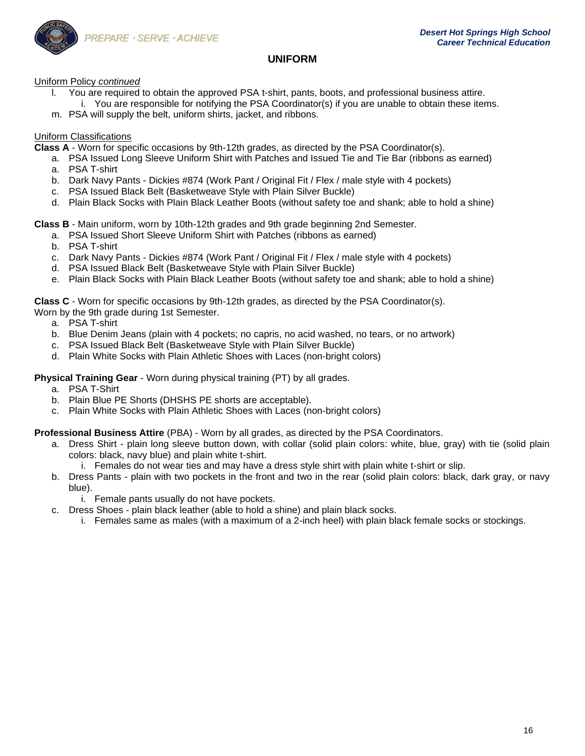## UNIFORM

Uniform Policy *continued*

l. You are required to obtain the approved PSA t-shirt, pants, boots, and professional business attire.
    i. You are responsible for notifying the PSA Coordinator(s) if you are unable to obtain these items.

m. PSA will supply the belt, uniform shirts, jacket, and ribbons.

Uniform Classifications

**Class A** - Worn for specific occasions by 9th-12th grades, as directed by the PSA Coordinator(s).

a. PSA Issued Long Sleeve Uniform Shirt with Patches and Issued Tie and Tie Bar (ribbons as earned)

a. PSA T-shirt

b. Dark Navy Pants - Dickies #874 (Work Pant / Original Fit / Flex / male style with 4 pockets)

c. PSA Issued Black Belt (Basketweave Style with Plain Silver Buckle)

d. Plain Black Socks with Plain Black Leather Boots (without safety toe and shank; able to hold a shine)

**Class B** - Main uniform, worn by 10th-12th grades and 9th grade beginning 2nd Semester.

a. PSA Issued Short Sleeve Uniform Shirt with Patches (ribbons as earned)
b. PSA T-shirt
c. Dark Navy Pants - Dickies #874 (Work Pant / Original Fit / Flex / male style with 4 pockets)
d. PSA Issued Black Belt (Basketweave Style with Plain Silver Buckle)
e. Plain Black Socks with Plain Black Leather Boots (without safety toe and shank; able to hold a shine)

**Class C** - Worn for specific occasions by 9th-12th grades, as directed by the PSA Coordinator(s). Worn by the 9th grade during 1st Semester.

a. PSA T-shirt
b. Blue Denim Jeans (plain with 4 pockets; no capris, no acid washed, no tears, or no artwork)
c. PSA Issued Black Belt (Basketweave Style with Plain Silver Buckle)
d. Plain White Socks with Plain Athletic Shoes with Laces (non-bright colors)

**Physical Training Gear** - Worn during physical training (PT) by all grades.

a. PSA T-Shirt
b. Plain Blue PE Shorts (DHSHS PE shorts are acceptable).
c. Plain White Socks with Plain Athletic Shoes with Laces (non-bright colors)

**Professional Business Attire** (PBA) - Worn by all grades, as directed by the PSA Coordinators.

a. Dress Shirt - plain long sleeve button down, with collar (solid plain colors: white, blue, gray) with tie (solid plain colors: black, navy blue) and plain white t-shirt.
    i. Females do not wear ties and may have a dress style shirt with plain white t-shirt or slip.
b. Dress Pants - plain with two pockets in the front and two in the rear (solid plain colors: black, dark gray, or navy blue).
    i. Female pants usually do not have pockets.
c. Dress Shoes - plain black leather (able to hold a shine) and plain black socks.
    i. Females same as males (with a maximum of a 2-inch heel) with plain black female socks or stockings.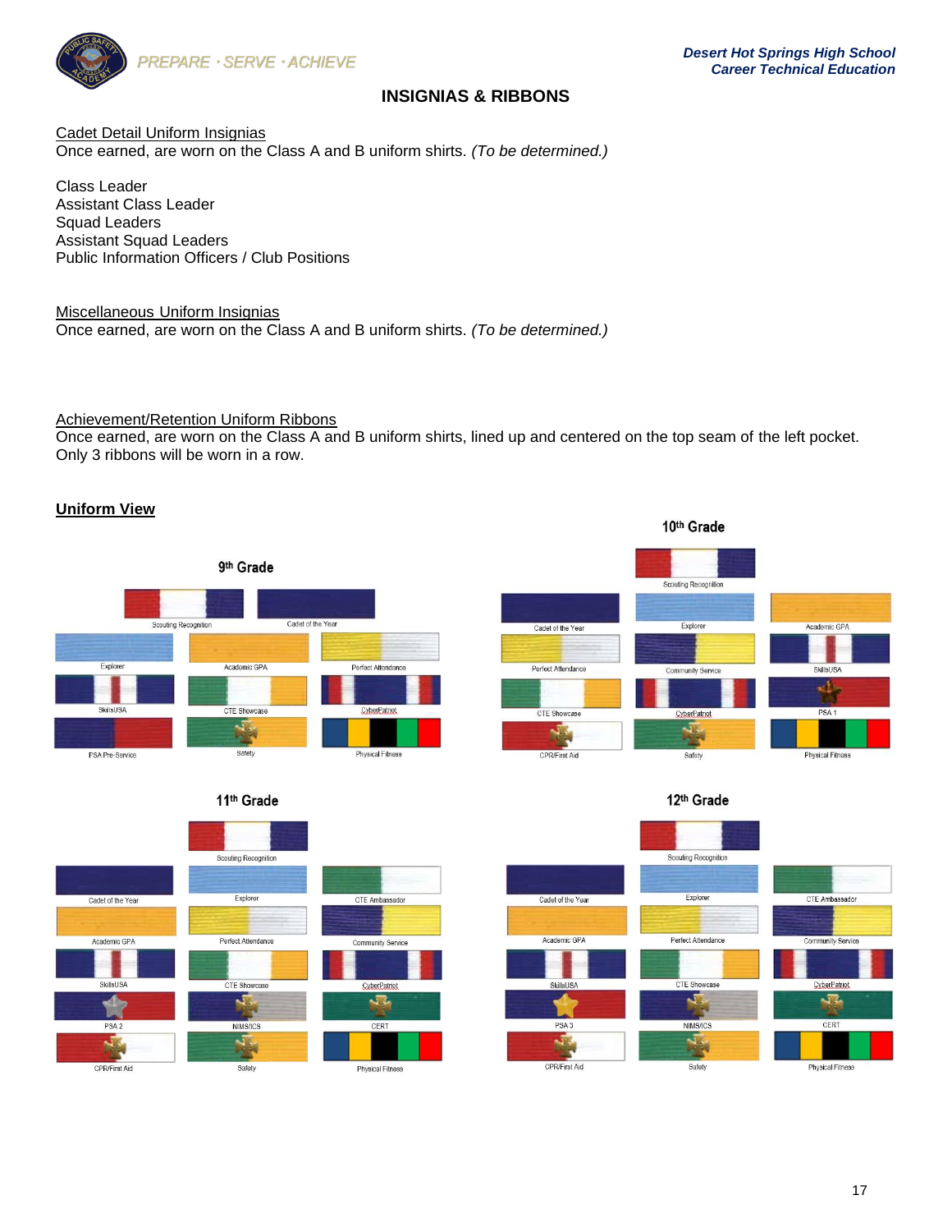## INSIGNIAS & RIBBONS

Cadet Detail Uniform Insignias
Once earned, are worn on the Class A and B uniform shirts. *(To be determined.)*

Class Leader
Assistant Class Leader
Squad Leaders
Assistant Squad Leaders
Public Information Officers / Club Positions

Miscellaneous Uniform Insignias
Once earned, are worn on the Class A and B uniform shirts. *(To be determined.)*

Achievement/Retention Uniform Ribbons
Once earned, are worn on the Class A and B uniform shirts, lined up and centered on the top seam of the left pocket. Only 3 ribbons will be worn in a row.

**Uniform View**

9th Grade

Scouting Recognition | Cadet of the Year
Explorer | Academic GPA | Perfect Attendance
SkillsUSA | CTE Showcase | CyberPatriot
PSA Pre-Service | Safety | Physical Fitness

10th Grade

Scouting Recognition
Cadet of the Year | Explorer | Academic GPA
Perfect Attendance | Community Service | SkillsUSA
CTE Showcase | CyberPatriot | PSA 1
CPR/First Aid | Safety | Physical Fitness

11th Grade

Scouting Recognition
Cadet of the Year | Explorer | CTE Ambassador
Academic GPA | Perfect Attendance | Community Service
SkillsUSA | CTE Showcase | CyberPatriot
PSA 2 | NIMS/ICS | CERT
CPR/First Aid | Safety | Physical Fitness

12th Grade

Scouting Recognition
Cadet of the Year | Explorer | CTE Ambassador
Academic GPA | Perfect Attendance | Community Service
SkillsUSA | CTE Showcase | CyberPatriot
PSA 3 | NIMS/ICS | CERT
CPR/First Aid | Safety | Physical Fitness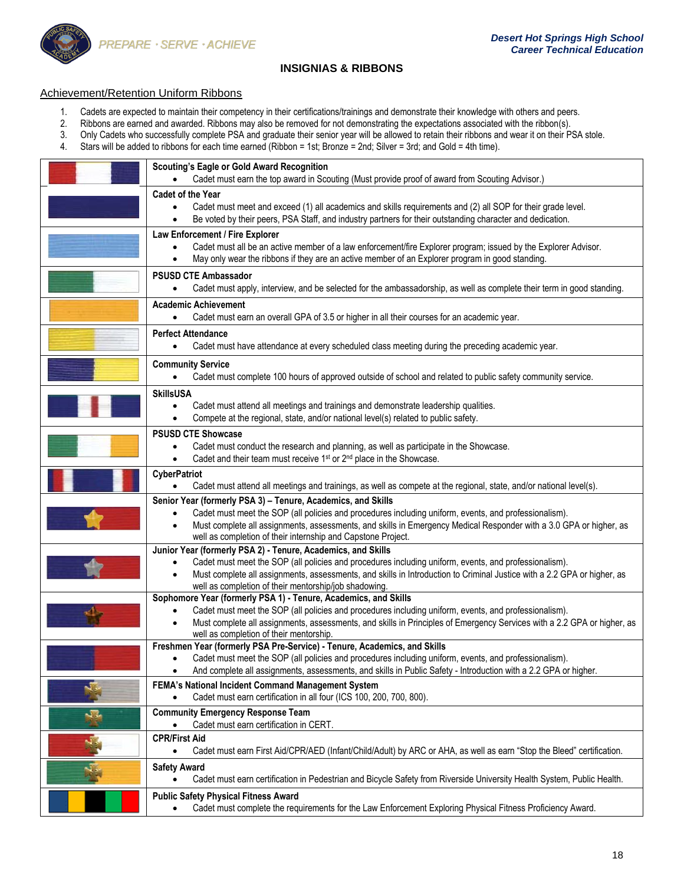## INSIGNIAS & RIBBONS

### Achievement/Retention Uniform Ribbons

1. Cadets are expected to maintain their competency in their certifications/trainings and demonstrate their knowledge with others and peers.
2. Ribbons are earned and awarded. Ribbons may also be removed for not demonstrating the expectations associated with the ribbon(s).
3. Only Cadets who successfully complete PSA and graduate their senior year will be allowed to retain their ribbons and wear it on their PSA stole.
4. Stars will be added to ribbons for each time earned (Ribbon = 1st; Bronze = 2nd; Silver = 3rd; and Gold = 4th time).

| Ribbon | Award |
|---|---|
| | **Scouting's Eagle or Gold Award Recognition**<br>• Cadet must earn the top award in Scouting (Must provide proof of award from Scouting Advisor.) |
| | **Cadet of the Year**<br>• Cadet must meet and exceed (1) all academics and skills requirements and (2) all SOP for their grade level.<br>• Be voted by their peers, PSA Staff, and industry partners for their outstanding character and dedication. |
| | **Law Enforcement / Fire Explorer**<br>• Cadet must all be an active member of a law enforcement/fire Explorer program; issued by the Explorer Advisor.<br>• May only wear the ribbons if they are an active member of an Explorer program in good standing. |
| | **PSUSD CTE Ambassador**<br>• Cadet must apply, interview, and be selected for the ambassadorship, as well as complete their term in good standing. |
| | **Academic Achievement**<br>• Cadet must earn an overall GPA of 3.5 or higher in all their courses for an academic year. |
| | **Perfect Attendance**<br>• Cadet must have attendance at every scheduled class meeting during the preceding academic year. |
| | **Community Service**<br>• Cadet must complete 100 hours of approved outside of school and related to public safety community service. |
| | **SkillsUSA**<br>• Cadet must attend all meetings and trainings and demonstrate leadership qualities.<br>• Compete at the regional, state, and/or national level(s) related to public safety. |
| | **PSUSD CTE Showcase**<br>• Cadet must conduct the research and planning, as well as participate in the Showcase.<br>• Cadet and their team must receive 1st or 2nd place in the Showcase. |
| | **CyberPatriot**<br>• Cadet must attend all meetings and trainings, as well as compete at the regional, state, and/or national level(s). |
| | **Senior Year (formerly PSA 3) – Tenure, Academics, and Skills**<br>• Cadet must meet the SOP (all policies and procedures including uniform, events, and professionalism).<br>• Must complete all assignments, assessments, and skills in Emergency Medical Responder with a 3.0 GPA or higher, as well as completion of their internship and Capstone Project. |
| | **Junior Year (formerly PSA 2) - Tenure, Academics, and Skills**<br>• Cadet must meet the SOP (all policies and procedures including uniform, events, and professionalism).<br>• Must complete all assignments, assessments, and skills in Introduction to Criminal Justice with a 2.2 GPA or higher, as well as completion of their mentorship/job shadowing. |
| | **Sophomore Year (formerly PSA 1) - Tenure, Academics, and Skills**<br>• Cadet must meet the SOP (all policies and procedures including uniform, events, and professionalism).<br>• Must complete all assignments, assessments, and skills in Principles of Emergency Services with a 2.2 GPA or higher, as well as completion of their mentorship. |
| | **Freshmen Year (formerly PSA Pre-Service) - Tenure, Academics, and Skills**<br>• Cadet must meet the SOP (all policies and procedures including uniform, events, and professionalism).<br>• And complete all assignments, assessments, and skills in Public Safety - Introduction with a 2.2 GPA or higher. |
| | **FEMA's National Incident Command Management System**<br>• Cadet must earn certification in all four (ICS 100, 200, 700, 800). |
| | **Community Emergency Response Team**<br>• Cadet must earn certification in CERT. |
| | **CPR/First Aid**<br>• Cadet must earn First Aid/CPR/AED (Infant/Child/Adult) by ARC or AHA, as well as earn "Stop the Bleed" certification. |
| | **Safety Award**<br>• Cadet must earn certification in Pedestrian and Bicycle Safety from Riverside University Health System, Public Health. |
| | **Public Safety Physical Fitness Award**<br>• Cadet must complete the requirements for the Law Enforcement Exploring Physical Fitness Proficiency Award. |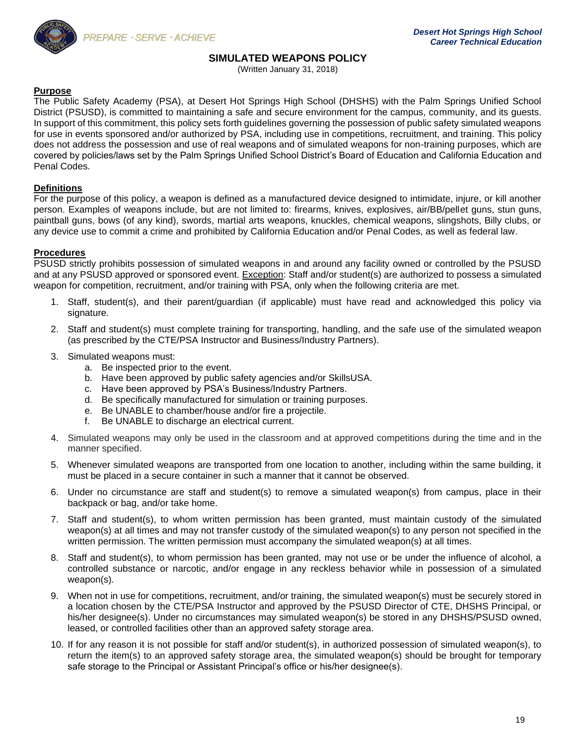## SIMULATED WEAPONS POLICY

(Written January 31, 2018)

### Purpose

The Public Safety Academy (PSA), at Desert Hot Springs High School (DHSHS) with the Palm Springs Unified School District (PSUSD), is committed to maintaining a safe and secure environment for the campus, community, and its guests. In support of this commitment, this policy sets forth guidelines governing the possession of public safety simulated weapons for use in events sponsored and/or authorized by PSA, including use in competitions, recruitment, and training. This policy does not address the possession and use of real weapons and of simulated weapons for non-training purposes, which are covered by policies/laws set by the Palm Springs Unified School District's Board of Education and California Education and Penal Codes.

### Definitions

For the purpose of this policy, a weapon is defined as a manufactured device designed to intimidate, injure, or kill another person. Examples of weapons include, but are not limited to: firearms, knives, explosives, air/BB/pellet guns, stun guns, paintball guns, bows (of any kind), swords, martial arts weapons, knuckles, chemical weapons, slingshots, Billy clubs, or any device use to commit a crime and prohibited by California Education and/or Penal Codes, as well as federal law.

### Procedures

PSUSD strictly prohibits possession of simulated weapons in and around any facility owned or controlled by the PSUSD and at any PSUSD approved or sponsored event. Exception: Staff and/or student(s) are authorized to possess a simulated weapon for competition, recruitment, and/or training with PSA, only when the following criteria are met.

1. Staff, student(s), and their parent/guardian (if applicable) must have read and acknowledged this policy via signature.
2. Staff and student(s) must complete training for transporting, handling, and the safe use of the simulated weapon (as prescribed by the CTE/PSA Instructor and Business/Industry Partners).
3. Simulated weapons must:
   a. Be inspected prior to the event.
   b. Have been approved by public safety agencies and/or SkillsUSA.
   c. Have been approved by PSA's Business/Industry Partners.
   d. Be specifically manufactured for simulation or training purposes.
   e. Be UNABLE to chamber/house and/or fire a projectile.
   f. Be UNABLE to discharge an electrical current.
4. Simulated weapons may only be used in the classroom and at approved competitions during the time and in the manner specified.
5. Whenever simulated weapons are transported from one location to another, including within the same building, it must be placed in a secure container in such a manner that it cannot be observed.
6. Under no circumstance are staff and student(s) to remove a simulated weapon(s) from campus, place in their backpack or bag, and/or take home.
7. Staff and student(s), to whom written permission has been granted, must maintain custody of the simulated weapon(s) at all times and may not transfer custody of the simulated weapon(s) to any person not specified in the written permission. The written permission must accompany the simulated weapon(s) at all times.
8. Staff and student(s), to whom permission has been granted, may not use or be under the influence of alcohol, a controlled substance or narcotic, and/or engage in any reckless behavior while in possession of a simulated weapon(s).
9. When not in use for competitions, recruitment, and/or training, the simulated weapon(s) must be securely stored in a location chosen by the CTE/PSA Instructor and approved by the PSUSD Director of CTE, DHSHS Principal, or his/her designee(s). Under no circumstances may simulated weapon(s) be stored in any DHSHS/PSUSD owned, leased, or controlled facilities other than an approved safety storage area.
10. If for any reason it is not possible for staff and/or student(s), in authorized possession of simulated weapon(s), to return the item(s) to an approved safety storage area, the simulated weapon(s) should be brought for temporary safe storage to the Principal or Assistant Principal's office or his/her designee(s).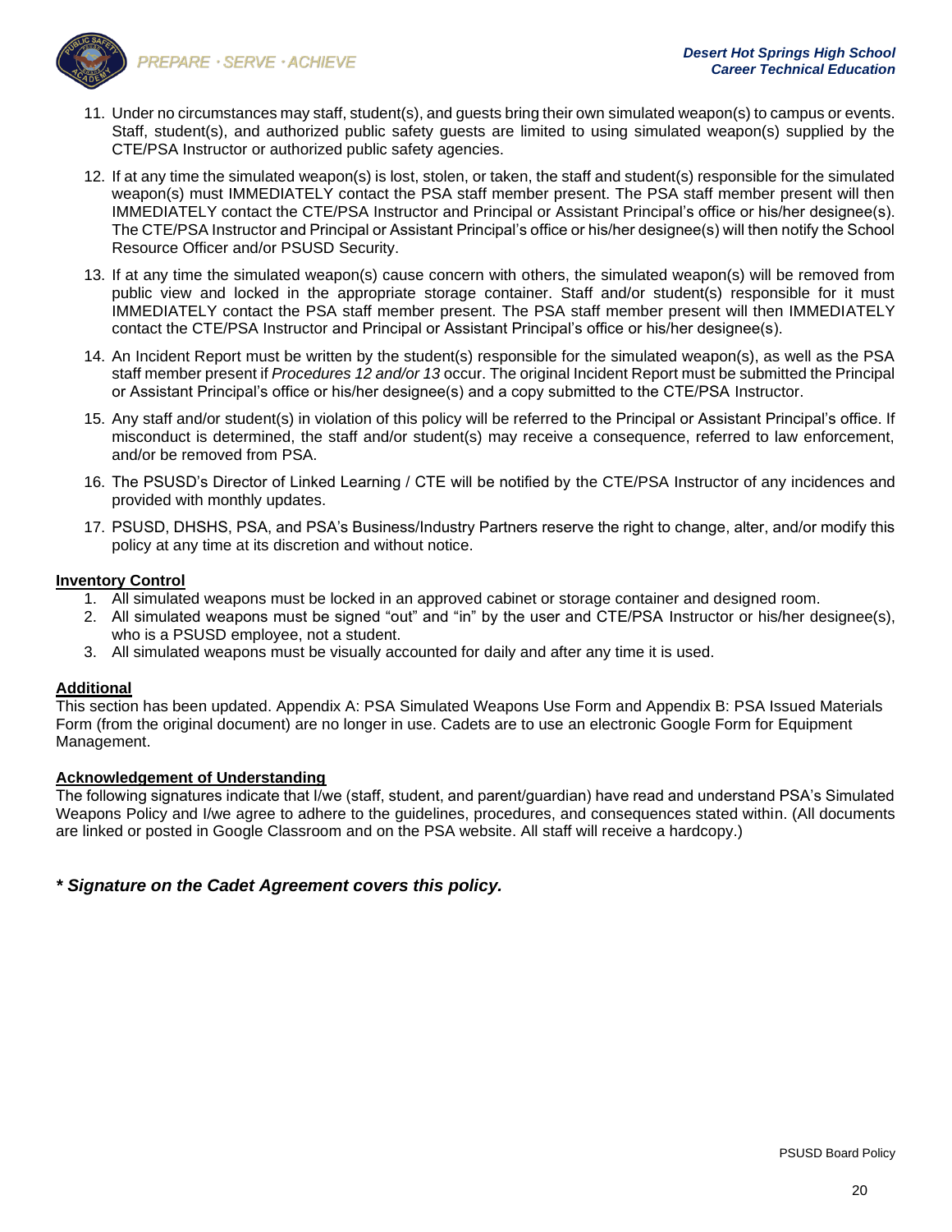11. Under no circumstances may staff, student(s), and guests bring their own simulated weapon(s) to campus or events. Staff, student(s), and authorized public safety guests are limited to using simulated weapon(s) supplied by the CTE/PSA Instructor or authorized public safety agencies.
12. If at any time the simulated weapon(s) is lost, stolen, or taken, the staff and student(s) responsible for the simulated weapon(s) must IMMEDIATELY contact the PSA staff member present. The PSA staff member present will then IMMEDIATELY contact the CTE/PSA Instructor and Principal or Assistant Principal's office or his/her designee(s). The CTE/PSA Instructor and Principal or Assistant Principal's office or his/her designee(s) will then notify the School Resource Officer and/or PSUSD Security.
13. If at any time the simulated weapon(s) cause concern with others, the simulated weapon(s) will be removed from public view and locked in the appropriate storage container. Staff and/or student(s) responsible for it must IMMEDIATELY contact the PSA staff member present. The PSA staff member present will then IMMEDIATELY contact the CTE/PSA Instructor and Principal or Assistant Principal's office or his/her designee(s).
14. An Incident Report must be written by the student(s) responsible for the simulated weapon(s), as well as the PSA staff member present if *Procedures 12 and/or 13* occur. The original Incident Report must be submitted the Principal or Assistant Principal's office or his/her designee(s) and a copy submitted to the CTE/PSA Instructor.
15. Any staff and/or student(s) in violation of this policy will be referred to the Principal or Assistant Principal's office. If misconduct is determined, the staff and/or student(s) may receive a consequence, referred to law enforcement, and/or be removed from PSA.
16. The PSUSD's Director of Linked Learning / CTE will be notified by the CTE/PSA Instructor of any incidences and provided with monthly updates.
17. PSUSD, DHSHS, PSA, and PSA's Business/Industry Partners reserve the right to change, alter, and/or modify this policy at any time at its discretion and without notice.

**Inventory Control**

1. All simulated weapons must be locked in an approved cabinet or storage container and designed room.
2. All simulated weapons must be signed "out" and "in" by the user and CTE/PSA Instructor or his/her designee(s), who is a PSUSD employee, not a student.
3. All simulated weapons must be visually accounted for daily and after any time it is used.

**Additional**

This section has been updated. Appendix A: PSA Simulated Weapons Use Form and Appendix B: PSA Issued Materials Form (from the original document) are no longer in use. Cadets are to use an electronic Google Form for Equipment Management.

**Acknowledgement of Understanding**

The following signatures indicate that I/we (staff, student, and parent/guardian) have read and understand PSA's Simulated Weapons Policy and I/we agree to adhere to the guidelines, procedures, and consequences stated within. (All documents are linked or posted in Google Classroom and on the PSA website. All staff will receive a hardcopy.)

***\* Signature on the Cadet Agreement covers this policy.***

PSUSD Board Policy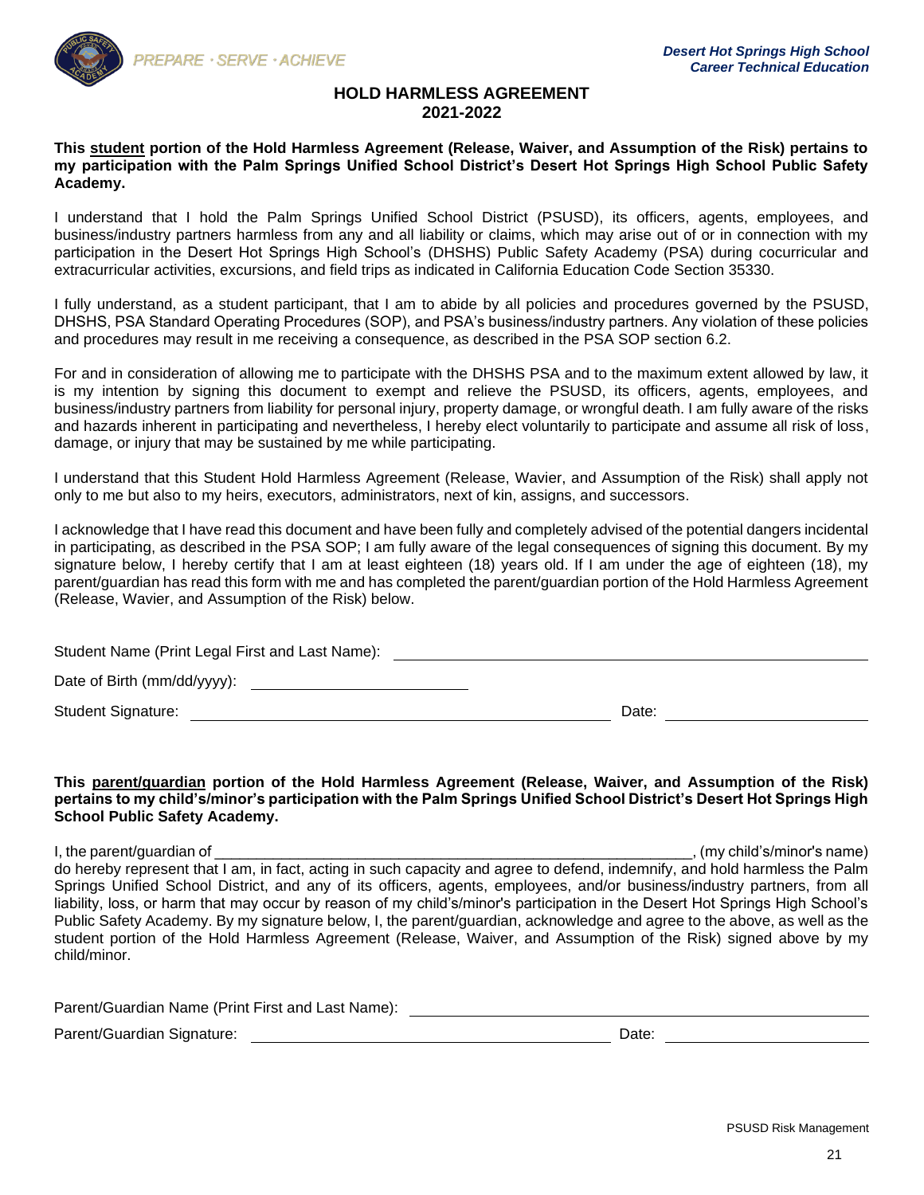PREPARE · SERVE · ACHIEVE

***Desert Hot Springs High School***
***Career Technical Education***

# HOLD HARMLESS AGREEMENT
## 2021-2022

**This <u>student</u> portion of the Hold Harmless Agreement (Release, Waiver, and Assumption of the Risk) pertains to my participation with the Palm Springs Unified School District's Desert Hot Springs High School Public Safety Academy.**

I understand that I hold the Palm Springs Unified School District (PSUSD), its officers, agents, employees, and business/industry partners harmless from any and all liability or claims, which may arise out of or in connection with my participation in the Desert Hot Springs High School's (DHSHS) Public Safety Academy (PSA) during cocurricular and extracurricular activities, excursions, and field trips as indicated in California Education Code Section 35330.

I fully understand, as a student participant, that I am to abide by all policies and procedures governed by the PSUSD, DHSHS, PSA Standard Operating Procedures (SOP), and PSA's business/industry partners. Any violation of these policies and procedures may result in me receiving a consequence, as described in the PSA SOP section 6.2.

For and in consideration of allowing me to participate with the DHSHS PSA and to the maximum extent allowed by law, it is my intention by signing this document to exempt and relieve the PSUSD, its officers, agents, employees, and business/industry partners from liability for personal injury, property damage, or wrongful death. I am fully aware of the risks and hazards inherent in participating and nevertheless, I hereby elect voluntarily to participate and assume all risk of loss, damage, or injury that may be sustained by me while participating.

I understand that this Student Hold Harmless Agreement (Release, Wavier, and Assumption of the Risk) shall apply not only to me but also to my heirs, executors, administrators, next of kin, assigns, and successors.

I acknowledge that I have read this document and have been fully and completely advised of the potential dangers incidental in participating, as described in the PSA SOP; I am fully aware of the legal consequences of signing this document. By my signature below, I hereby certify that I am at least eighteen (18) years old. If I am under the age of eighteen (18), my parent/guardian has read this form with me and has completed the parent/guardian portion of the Hold Harmless Agreement (Release, Wavier, and Assumption of the Risk) below.

Student Name (Print Legal First and Last Name): ______________________________________________

Date of Birth (mm/dd/yyyy): ______________________

Student Signature: ________________________________________ Date: ____________________

**This <u>parent/guardian</u> portion of the Hold Harmless Agreement (Release, Waiver, and Assumption of the Risk) pertains to my child's/minor's participation with the Palm Springs Unified School District's Desert Hot Springs High School Public Safety Academy.**

I, the parent/guardian of ____________________________________________________________, (my child's/minor's name) do hereby represent that I am, in fact, acting in such capacity and agree to defend, indemnify, and hold harmless the Palm Springs Unified School District, and any of its officers, agents, employees, and/or business/industry partners, from all liability, loss, or harm that may occur by reason of my child's/minor's participation in the Desert Hot Springs High School's Public Safety Academy. By my signature below, I, the parent/guardian, acknowledge and agree to the above, as well as the student portion of the Hold Harmless Agreement (Release, Waiver, and Assumption of the Risk) signed above by my child/minor.

Parent/Guardian Name (Print First and Last Name): ______________________________________________

Parent/Guardian Signature: ________________________________________ Date: ____________________

PSUSD Risk Management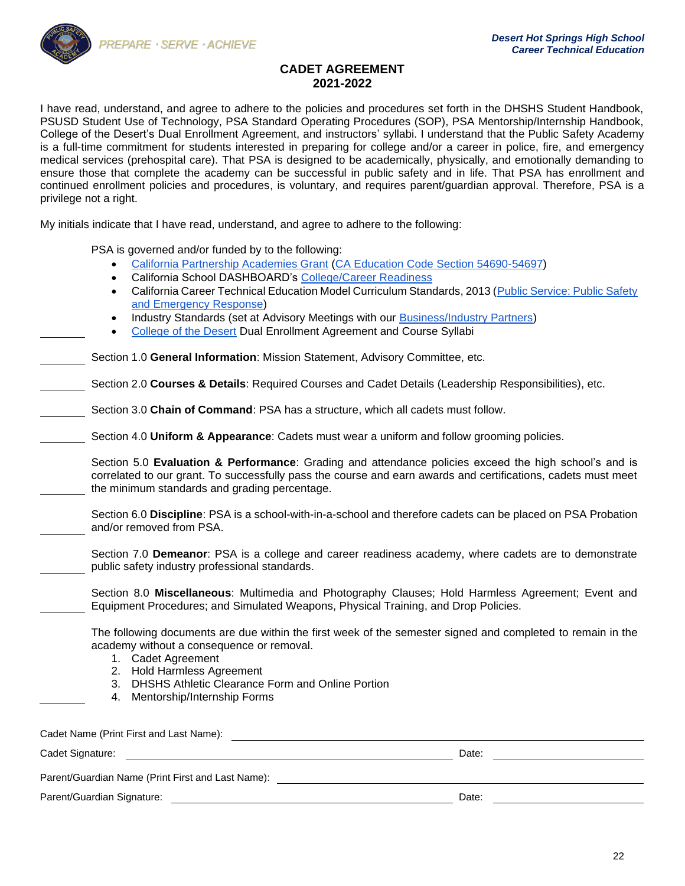PREPARE · SERVE · ACHIEVE

*Desert Hot Springs High School*
*Career Technical Education*

# CADET AGREEMENT
## 2021-2022

I have read, understand, and agree to adhere to the policies and procedures set forth in the DHSHS Student Handbook, PSUSD Student Use of Technology, PSA Standard Operating Procedures (SOP), PSA Mentorship/Internship Handbook, College of the Desert's Dual Enrollment Agreement, and instructors' syllabi. I understand that the Public Safety Academy is a full-time commitment for students interested in preparing for college and/or a career in police, fire, and emergency medical services (prehospital care). That PSA is designed to be academically, physically, and emotionally demanding to ensure those that complete the academy can be successful in public safety and in life. That PSA has enrollment and continued enrollment policies and procedures, is voluntary, and requires parent/guardian approval. Therefore, PSA is a privilege not a right.

My initials indicate that I have read, understand, and agree to adhere to the following:

PSA is governed and/or funded by to the following:

- California Partnership Academies Grant (CA Education Code Section 54690-54697)
- California School DASHBOARD's College/Career Readiness
- California Career Technical Education Model Curriculum Standards, 2013 (Public Service: Public Safety and Emergency Response)
- Industry Standards (set at Advisory Meetings with our Business/Industry Partners)
- College of the Desert Dual Enrollment Agreement and Course Syllabi

________

________ Section 1.0 **General Information**: Mission Statement, Advisory Committee, etc.

________ Section 2.0 **Courses & Details**: Required Courses and Cadet Details (Leadership Responsibilities), etc.

________ Section 3.0 **Chain of Command**: PSA has a structure, which all cadets must follow.

________ Section 4.0 **Uniform & Appearance**: Cadets must wear a uniform and follow grooming policies.

________ Section 5.0 **Evaluation & Performance**: Grading and attendance policies exceed the high school's and is correlated to our grant. To successfully pass the course and earn awards and certifications, cadets must meet the minimum standards and grading percentage.

________ Section 6.0 **Discipline**: PSA is a school-with-in-a-school and therefore cadets can be placed on PSA Probation and/or removed from PSA.

________ Section 7.0 **Demeanor**: PSA is a college and career readiness academy, where cadets are to demonstrate public safety industry professional standards.

________ Section 8.0 **Miscellaneous**: Multimedia and Photography Clauses; Hold Harmless Agreement; Event and Equipment Procedures; and Simulated Weapons, Physical Training, and Drop Policies.

________ The following documents are due within the first week of the semester signed and completed to remain in the academy without a consequence or removal.

1. Cadet Agreement
2. Hold Harmless Agreement
3. DHSHS Athletic Clearance Form and Online Portion
4. Mentorship/Internship Forms

Cadet Name (Print First and Last Name): ______________________________

Cadet Signature: ______________________________ Date: ______________

Parent/Guardian Name (Print First and Last Name): ______________________________

Parent/Guardian Signature: ______________________________ Date: ______________